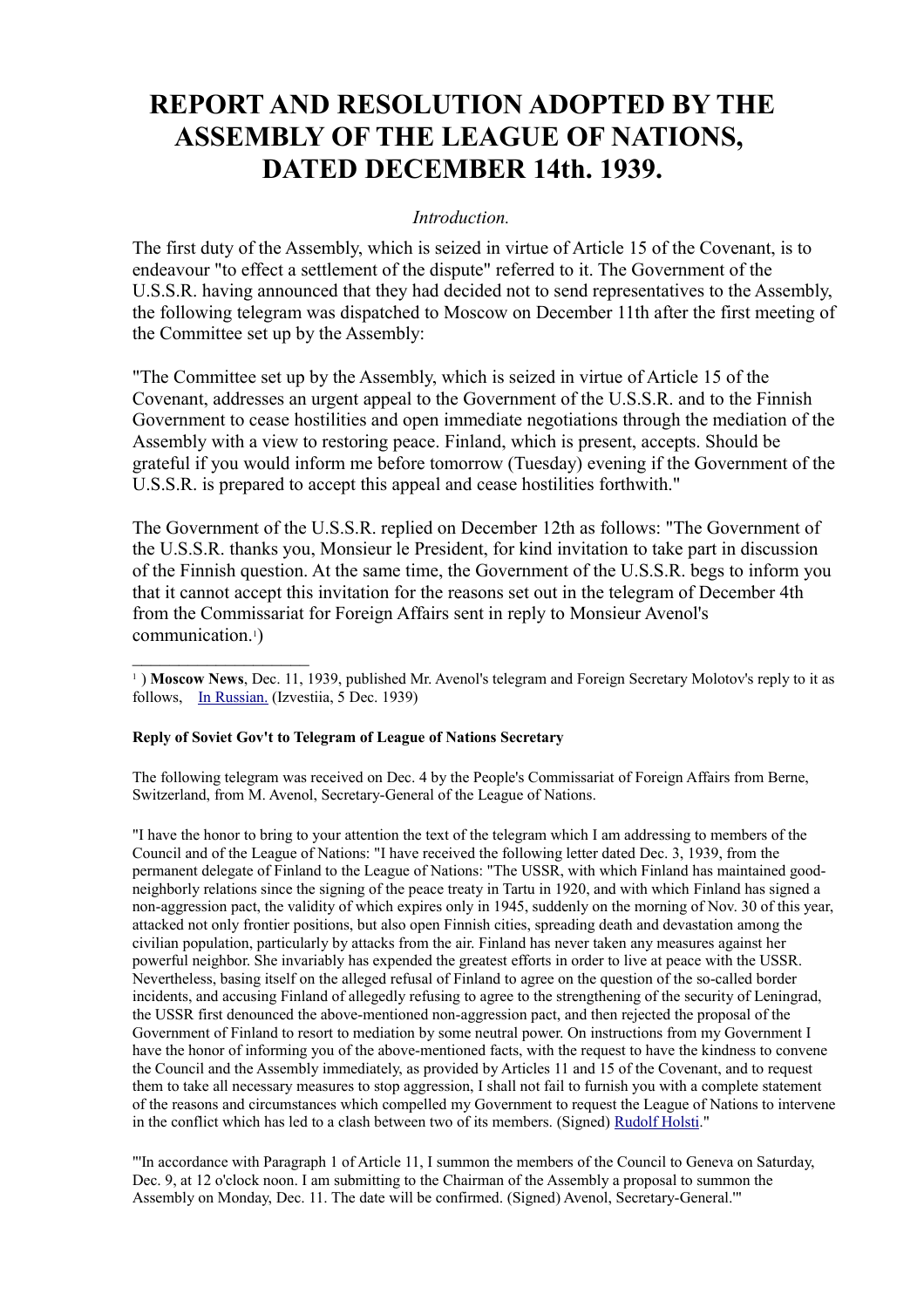# REPORT AND RESOLUTION ADOPTED BY THE ASSEMBLY OF THE LEAGUE OF NATIONS, DATED DECEMBER 14th. 1939.

*Introduction.*

The first duty of the Assembly, which is seized in virtue of Article 15 of the Covenant, is to endeavour "to effect a settlement of the dispute" referred to it. The Government of the U.S.S.R. having announced that they had decided not to send representatives to the Assembly, the following telegram was dispatched to Moscow on December 11th after the first meeting of the Committee set up by the Assembly:

"The Committee set up by the Assembly, which is seized in virtue of Article 15 of the Covenant, addresses an urgent appeal to the Government of the U.S.S.R. and to the Finnish Government to cease hostilities and open immediate negotiations through the mediation of the Assembly with a view to restoring peace. Finland, which is present, accepts. Should be grateful if you would inform me before tomorrow (Tuesday) evening if the Government of the U.S.S.R. is prepared to accept this appeal and cease hostilities forthwith."

The Government of the U.S.S.R. replied on December 12th as follows: "The Government of the U.S.S.R. thanks you, Monsieur le President, for kind invitation to take part in discussion of the Finnish question. At the same time, the Government of the U.S.S.R. begs to inform you that it cannot accept this invitation for the reasons set out in the telegram of December 4th from the Commissariat for Foreign Affairs sent in reply to Monsieur Avenol's communication.[1])

---

[1] ) **Moscow News**, Dec. 11, 1939, published Mr. Avenol's telegram and Foreign Secretary Molotov's reply to it as follows, In Russian. (Izvestiia, 5 Dec. 1939)

**Reply of Soviet Gov't to Telegram of League of Nations Secretary**

The following telegram was received on Dec. 4 by the People's Commissariat of Foreign Affairs from Berne, Switzerland, from M. Avenol, Secretary-General of the League of Nations.

"I have the honor to bring to your attention the text of the telegram which I am addressing to members of the Council and of the League of Nations: "I have received the following letter dated Dec. 3, 1939, from the permanent delegate of Finland to the League of Nations: "The USSR, with which Finland has maintained good-neighborly relations since the signing of the peace treaty in Tartu in 1920, and with which Finland has signed a non-aggression pact, the validity of which expires only in 1945, suddenly on the morning of Nov. 30 of this year, attacked not only frontier positions, but also open Finnish cities, spreading death and devastation among the civilian population, particularly by attacks from the air. Finland has never taken any measures against her powerful neighbor. She invariably has expended the greatest efforts in order to live at peace with the USSR. Nevertheless, basing itself on the alleged refusal of Finland to agree on the question of the so-called border incidents, and accusing Finland of allegedly refusing to agree to the strengthening of the security of Leningrad, the USSR first denounced the above-mentioned non-aggression pact, and then rejected the proposal of the Government of Finland to resort to mediation by some neutral power. On instructions from my Government I have the honor of informing you of the above-mentioned facts, with the request to have the kindness to convene the Council and the Assembly immediately, as provided by Articles 11 and 15 of the Covenant, and to request them to take all necessary measures to stop aggression, I shall not fail to furnish you with a complete statement of the reasons and circumstances which compelled my Government to request the League of Nations to intervene in the conflict which has led to a clash between two of its members. (Signed) Rudolf Holsti."

"'In accordance with Paragraph 1 of Article 11, I summon the members of the Council to Geneva on Saturday, Dec. 9, at 12 o'clock noon. I am submitting to the Chairman of the Assembly a proposal to summon the Assembly on Monday, Dec. 11. The date will be confirmed. (Signed) Avenol, Secretary-General.'"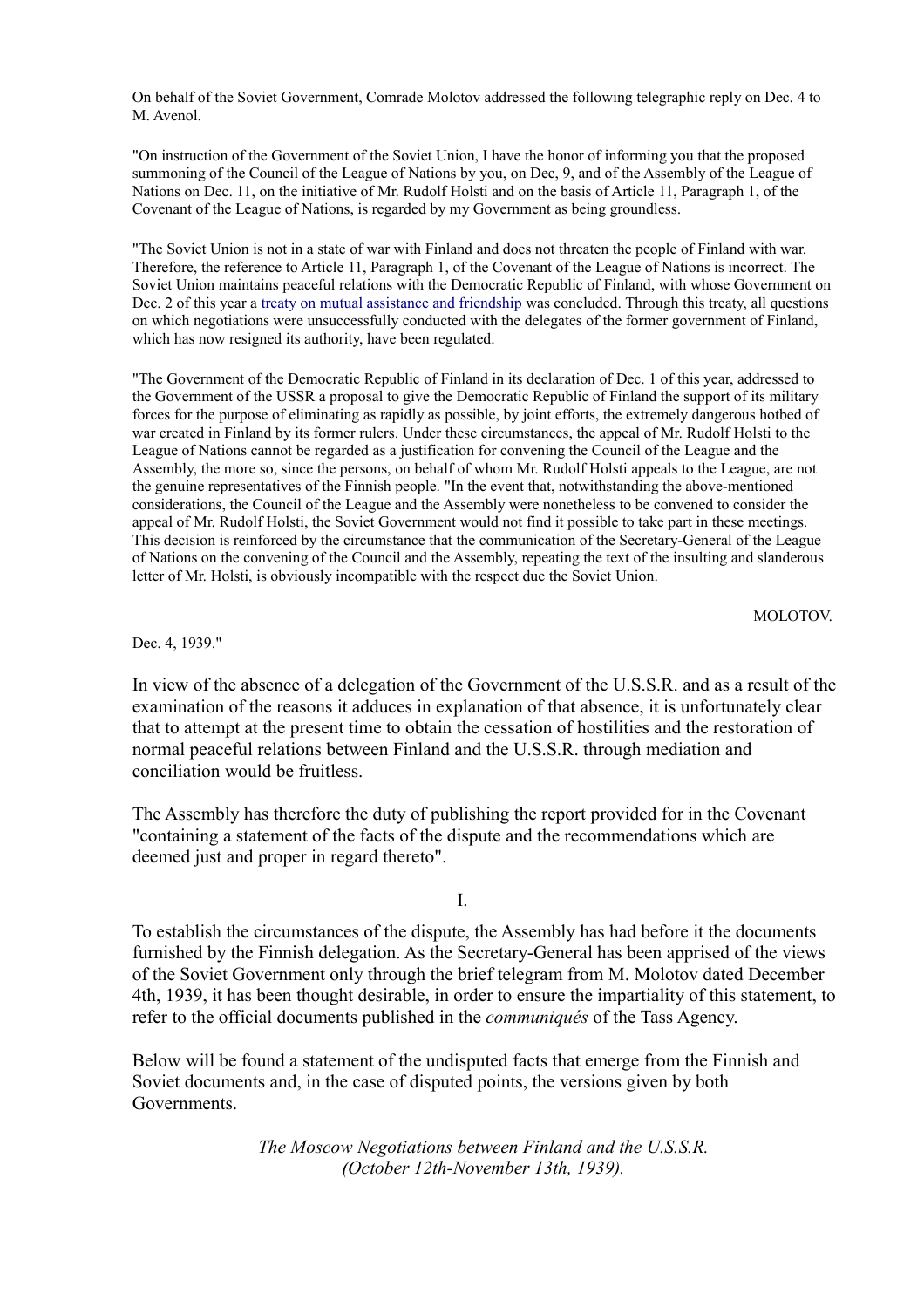On behalf of the Soviet Government, Comrade Molotov addressed the following telegraphic reply on Dec. 4 to M. Avenol.

"On instruction of the Government of the Soviet Union, I have the honor of informing you that the proposed summoning of the Council of the League of Nations by you, on Dec, 9, and of the Assembly of the League of Nations on Dec. 11, on the initiative of Mr. Rudolf Holsti and on the basis of Article 11, Paragraph 1, of the Covenant of the League of Nations, is regarded by my Government as being groundless.

"The Soviet Union is not in a state of war with Finland and does not threaten the people of Finland with war. Therefore, the reference to Article 11, Paragraph 1, of the Covenant of the League of Nations is incorrect. The Soviet Union maintains peaceful relations with the Democratic Republic of Finland, with whose Government on Dec. 2 of this year a treaty on mutual assistance and friendship was concluded. Through this treaty, all questions on which negotiations were unsuccessfully conducted with the delegates of the former government of Finland, which has now resigned its authority, have been regulated.

"The Government of the Democratic Republic of Finland in its declaration of Dec. 1 of this year, addressed to the Government of the USSR a proposal to give the Democratic Republic of Finland the support of its military forces for the purpose of eliminating as rapidly as possible, by joint efforts, the extremely dangerous hotbed of war created in Finland by its former rulers. Under these circumstances, the appeal of Mr. Rudolf Holsti to the League of Nations cannot be regarded as a justification for convening the Council of the League and the Assembly, the more so, since the persons, on behalf of whom Mr. Rudolf Holsti appeals to the League, are not the genuine representatives of the Finnish people. "In the event that, notwithstanding the above-mentioned considerations, the Council of the League and the Assembly were nonetheless to be convened to consider the appeal of Mr. Rudolf Holsti, the Soviet Government would not find it possible to take part in these meetings. This decision is reinforced by the circumstance that the communication of the Secretary-General of the League of Nations on the convening of the Council and the Assembly, repeating the text of the insulting and slanderous letter of Mr. Holsti, is obviously incompatible with the respect due the Soviet Union.

MOLOTOV.

Dec. 4, 1939."

In view of the absence of a delegation of the Government of the U.S.S.R. and as a result of the examination of the reasons it adduces in explanation of that absence, it is unfortunately clear that to attempt at the present time to obtain the cessation of hostilities and the restoration of normal peaceful relations between Finland and the U.S.S.R. through mediation and conciliation would be fruitless.

The Assembly has therefore the duty of publishing the report provided for in the Covenant "containing a statement of the facts of the dispute and the recommendations which are deemed just and proper in regard thereto".

## I.

To establish the circumstances of the dispute, the Assembly has had before it the documents furnished by the Finnish delegation. As the Secretary-General has been apprised of the views of the Soviet Government only through the brief telegram from M. Molotov dated December 4th, 1939, it has been thought desirable, in order to ensure the impartiality of this statement, to refer to the official documents published in the *communiqués* of the Tass Agency.

Below will be found a statement of the undisputed facts that emerge from the Finnish and Soviet documents and, in the case of disputed points, the versions given by both Governments.

### *The Moscow Negotiations between Finland and the U.S.S.R. (October 12th-November 13th, 1939).*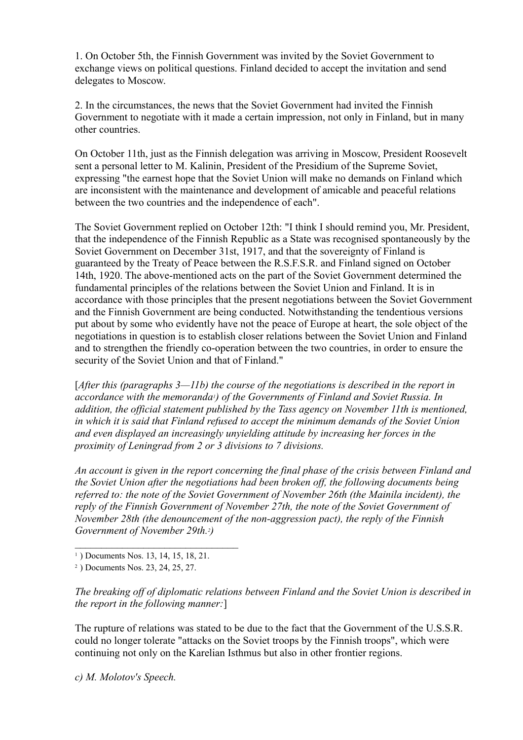1. On October 5th, the Finnish Government was invited by the Soviet Government to exchange views on political questions. Finland decided to accept the invitation and send delegates to Moscow.

2. In the circumstances, the news that the Soviet Government had invited the Finnish Government to negotiate with it made a certain impression, not only in Finland, but in many other countries.

On October 11th, just as the Finnish delegation was arriving in Moscow, President Roosevelt sent a personal letter to M. Kalinin, President of the Presidium of the Supreme Soviet, expressing "the earnest hope that the Soviet Union will make no demands on Finland which are inconsistent with the maintenance and development of amicable and peaceful relations between the two countries and the independence of each".

The Soviet Government replied on October 12th: "I think I should remind you, Mr. President, that the independence of the Finnish Republic as a State was recognised spontaneously by the Soviet Government on December 31st, 1917, and that the sovereignty of Finland is guaranteed by the Treaty of Peace between the R.S.F.S.R. and Finland signed on October 14th, 1920. The above-mentioned acts on the part of the Soviet Government determined the fundamental principles of the relations between the Soviet Union and Finland. It is in accordance with those principles that the present negotiations between the Soviet Government and the Finnish Government are being conducted. Notwithstanding the tendentious versions put about by some who evidently have not the peace of Europe at heart, the sole object of the negotiations in question is to establish closer relations between the Soviet Union and Finland and to strengthen the friendly co-operation between the two countries, in order to ensure the security of the Soviet Union and that of Finland."

[*After this (paragraphs 3—11b) the course of the negotiations is described in the report in accordance with the memoranda*[1]*) of the Governments of Finland and Soviet Russia. In addition, the official statement published by the Tass agency on November 11th is mentioned, in which it is said that Finland refused to accept the minimum demands of the Soviet Union and even displayed an increasingly unyielding attitude by increasing her forces in the proximity of Leningrad from 2 or 3 divisions to 7 divisions.*

*An account is given in the report concerning the final phase of the crisis between Finland and the Soviet Union after the negotiations had been broken off, the following documents being referred to: the note of the Soviet Government of November 26th (the Mainila incident), the reply of the Finnish Government of November 27th, the note of the Soviet Government of November 28th (the denouncement of the non-aggression pact), the reply of the Finnish Government of November 29th.*[2]*)*

---

[1] ) Documents Nos. 13, 14, 15, 18, 21.

[2] ) Documents Nos. 23, 24, 25, 27.

*The breaking off of diplomatic relations between Finland and the Soviet Union is described in the report in the following manner:*]

The rupture of relations was stated to be due to the fact that the Government of the U.S.S.R. could no longer tolerate "attacks on the Soviet troops by the Finnish troops", which were continuing not only on the Karelian Isthmus but also in other frontier regions.

*c) M. Molotov's Speech.*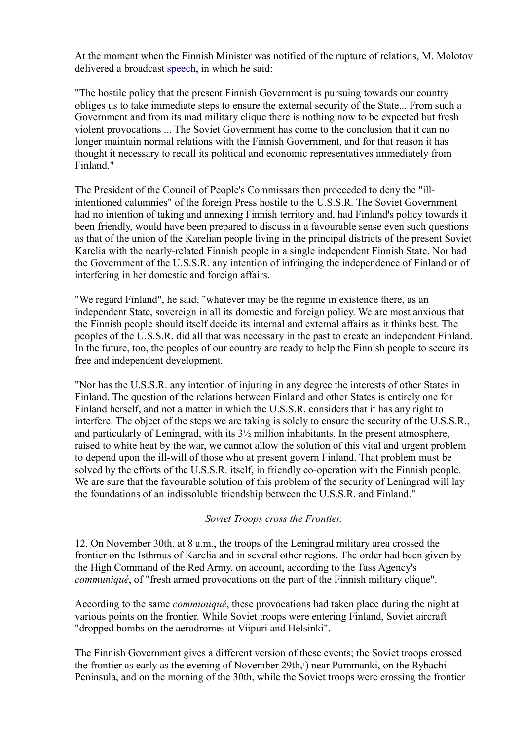At the moment when the Finnish Minister was notified of the rupture of relations, M. Molotov delivered a broadcast speech, in which he said:

"The hostile policy that the present Finnish Government is pursuing towards our country obliges us to take immediate steps to ensure the external security of the State... From such a Government and from its mad military clique there is nothing now to be expected but fresh violent provocations ... The Soviet Government has come to the conclusion that it can no longer maintain normal relations with the Finnish Government, and for that reason it has thought it necessary to recall its political and economic representatives immediately from Finland."

The President of the Council of People's Commissars then proceeded to deny the "ill-intentioned calumnies" of the foreign Press hostile to the U.S.S.R. The Soviet Government had no intention of taking and annexing Finnish territory and, had Finland's policy towards it been friendly, would have been prepared to discuss in a favourable sense even such questions as that of the union of the Karelian people living in the principal districts of the present Soviet Karelia with the nearly-related Finnish people in a single independent Finnish State. Nor had the Government of the U.S.S.R. any intention of infringing the independence of Finland or of interfering in her domestic and foreign affairs.

"We regard Finland", he said, "whatever may be the regime in existence there, as an independent State, sovereign in all its domestic and foreign policy. We are most anxious that the Finnish people should itself decide its internal and external affairs as it thinks best. The peoples of the U.S.S.R. did all that was necessary in the past to create an independent Finland. In the future, too, the peoples of our country are ready to help the Finnish people to secure its free and independent development.

"Nor has the U.S.S.R. any intention of injuring in any degree the interests of other States in Finland. The question of the relations between Finland and other States is entirely one for Finland herself, and not a matter in which the U.S.S.R. considers that it has any right to interfere. The object of the steps we are taking is solely to ensure the security of the U.S.S.R., and particularly of Leningrad, with its 3½ million inhabitants. In the present atmosphere, raised to white heat by the war, we cannot allow the solution of this vital and urgent problem to depend upon the ill-will of those who at present govern Finland. That problem must be solved by the efforts of the U.S.S.R. itself, in friendly co-operation with the Finnish people. We are sure that the favourable solution of this problem of the security of Leningrad will lay the foundations of an indissoluble friendship between the U.S.S.R. and Finland."

*Soviet Troops cross the Frontier.*

12. On November 30th, at 8 a.m., the troops of the Leningrad military area crossed the frontier on the Isthmus of Karelia and in several other regions. The order had been given by the High Command of the Red Army, on account, according to the Tass Agency's *communiqué*, of "fresh armed provocations on the part of the Finnish military clique".

According to the same *communiqué*, these provocations had taken place during the night at various points on the frontier. While Soviet troops were entering Finland, Soviet aircraft "dropped bombs on the aerodromes at Viipuri and Helsinki".

The Finnish Government gives a different version of these events; the Soviet troops crossed the frontier as early as the evening of November 29th,[1]) near Pummanki, on the Rybachi Peninsula, and on the morning of the 30th, while the Soviet troops were crossing the frontier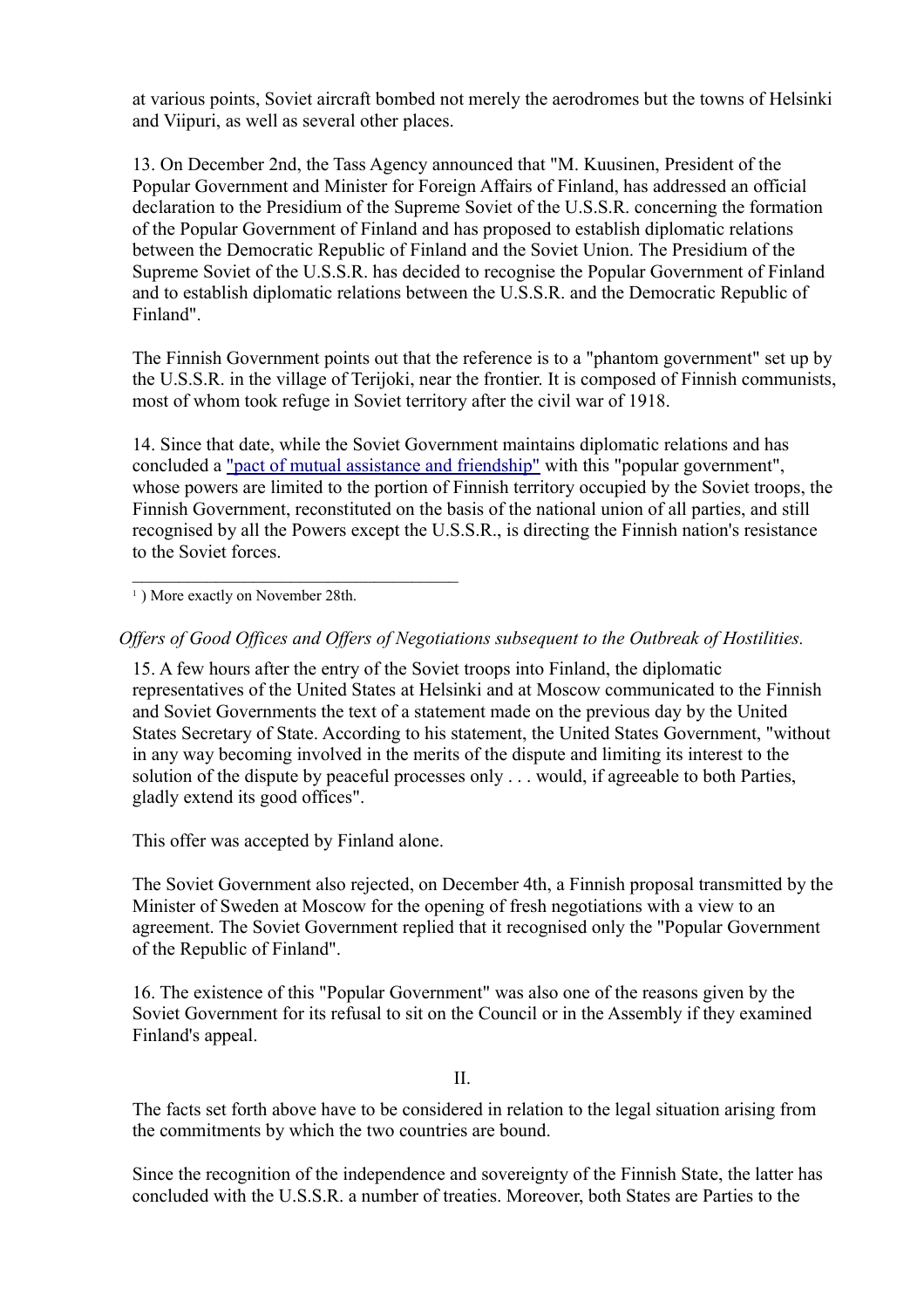at various points, Soviet aircraft bombed not merely the aerodromes but the towns of Helsinki and Viipuri, as well as several other places.

13. On December 2nd, the Tass Agency announced that "M. Kuusinen, President of the Popular Government and Minister for Foreign Affairs of Finland, has addressed an official declaration to the Presidium of the Supreme Soviet of the U.S.S.R. concerning the formation of the Popular Government of Finland and has proposed to establish diplomatic relations between the Democratic Republic of Finland and the Soviet Union. The Presidium of the Supreme Soviet of the U.S.S.R. has decided to recognise the Popular Government of Finland and to establish diplomatic relations between the U.S.S.R. and the Democratic Republic of Finland".

The Finnish Government points out that the reference is to a "phantom government" set up by the U.S.S.R. in the village of Terijoki, near the frontier. It is composed of Finnish communists, most of whom took refuge in Soviet territory after the civil war of 1918.

14. Since that date, while the Soviet Government maintains diplomatic relations and has concluded a "pact of mutual assistance and friendship" with this "popular government", whose powers are limited to the portion of Finnish territory occupied by the Soviet troops, the Finnish Government, reconstituted on the basis of the national union of all parties, and still recognised by all the Powers except the U.S.S.R., is directing the Finnish nation's resistance to the Soviet forces.

---

[1] ) More exactly on November 28th.

*Offers of Good Offices and Offers of Negotiations subsequent to the Outbreak of Hostilities.*

15. A few hours after the entry of the Soviet troops into Finland, the diplomatic representatives of the United States at Helsinki and at Moscow communicated to the Finnish and Soviet Governments the text of a statement made on the previous day by the United States Secretary of State. According to his statement, the United States Government, "without in any way becoming involved in the merits of the dispute and limiting its interest to the solution of the dispute by peaceful processes only . . . would, if agreeable to both Parties, gladly extend its good offices".

This offer was accepted by Finland alone.

The Soviet Government also rejected, on December 4th, a Finnish proposal transmitted by the Minister of Sweden at Moscow for the opening of fresh negotiations with a view to an agreement. The Soviet Government replied that it recognised only the "Popular Government of the Republic of Finland".

16. The existence of this "Popular Government" was also one of the reasons given by the Soviet Government for its refusal to sit on the Council or in the Assembly if they examined Finland's appeal.

II.

The facts set forth above have to be considered in relation to the legal situation arising from the commitments by which the two countries are bound.

Since the recognition of the independence and sovereignty of the Finnish State, the latter has concluded with the U.S.S.R. a number of treaties. Moreover, both States are Parties to the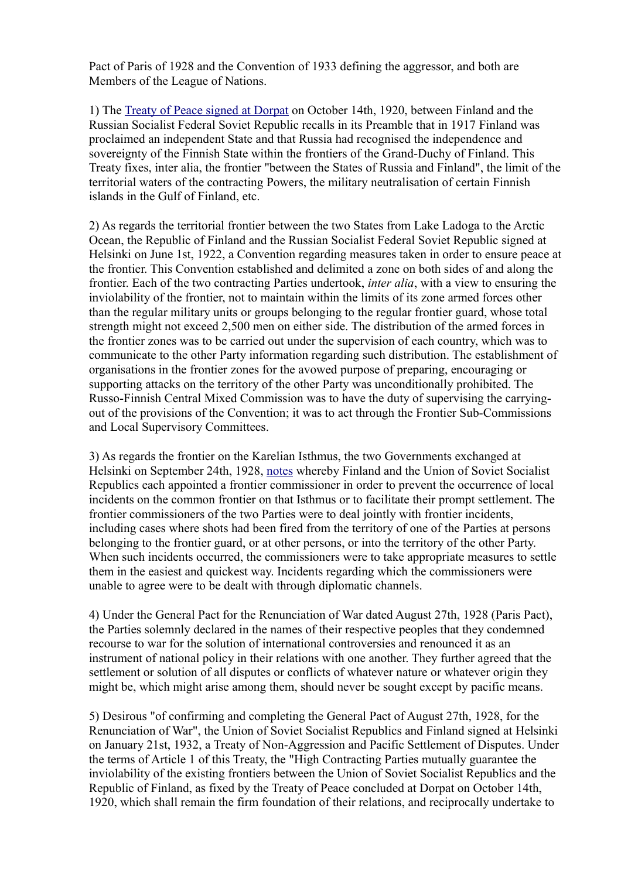Pact of Paris of 1928 and the Convention of 1933 defining the aggressor, and both are Members of the League of Nations.

1) The [Treaty of Peace signed at Dorpat] on October 14th, 1920, between Finland and the Russian Socialist Federal Soviet Republic recalls in its Preamble that in 1917 Finland was proclaimed an independent State and that Russia had recognised the independence and sovereignty of the Finnish State within the frontiers of the Grand-Duchy of Finland. This Treaty fixes, inter alia, the frontier "between the States of Russia and Finland", the limit of the territorial waters of the contracting Powers, the military neutralisation of certain Finnish islands in the Gulf of Finland, etc.

2) As regards the territorial frontier between the two States from Lake Ladoga to the Arctic Ocean, the Republic of Finland and the Russian Socialist Federal Soviet Republic signed at Helsinki on June 1st, 1922, a Convention regarding measures taken in order to ensure peace at the frontier. This Convention established and delimited a zone on both sides of and along the frontier. Each of the two contracting Parties undertook, *inter alia*, with a view to ensuring the inviolability of the frontier, not to maintain within the limits of its zone armed forces other than the regular military units or groups belonging to the regular frontier guard, whose total strength might not exceed 2,500 men on either side. The distribution of the armed forces in the frontier zones was to be carried out under the supervision of each country, which was to communicate to the other Party information regarding such distribution. The establishment of organisations in the frontier zones for the avowed purpose of preparing, encouraging or supporting attacks on the territory of the other Party was unconditionally prohibited. The Russo-Finnish Central Mixed Commission was to have the duty of supervising the carrying-out of the provisions of the Convention; it was to act through the Frontier Sub-Commissions and Local Supervisory Committees.

3) As regards the frontier on the Karelian Isthmus, the two Governments exchanged at Helsinki on September 24th, 1928, [notes] whereby Finland and the Union of Soviet Socialist Republics each appointed a frontier commissioner in order to prevent the occurrence of local incidents on the common frontier on that Isthmus or to facilitate their prompt settlement. The frontier commissioners of the two Parties were to deal jointly with frontier incidents, including cases where shots had been fired from the territory of one of the Parties at persons belonging to the frontier guard, or at other persons, or into the territory of the other Party. When such incidents occurred, the commissioners were to take appropriate measures to settle them in the easiest and quickest way. Incidents regarding which the commissioners were unable to agree were to be dealt with through diplomatic channels.

4) Under the General Pact for the Renunciation of War dated August 27th, 1928 (Paris Pact), the Parties solemnly declared in the names of their respective peoples that they condemned recourse to war for the solution of international controversies and renounced it as an instrument of national policy in their relations with one another. They further agreed that the settlement or solution of all disputes or conflicts of whatever nature or whatever origin they might be, which might arise among them, should never be sought except by pacific means.

5) Desirous "of confirming and completing the General Pact of August 27th, 1928, for the Renunciation of War", the Union of Soviet Socialist Republics and Finland signed at Helsinki on January 21st, 1932, a Treaty of Non-Aggression and Pacific Settlement of Disputes. Under the terms of Article 1 of this Treaty, the "High Contracting Parties mutually guarantee the inviolability of the existing frontiers between the Union of Soviet Socialist Republics and the Republic of Finland, as fixed by the Treaty of Peace concluded at Dorpat on October 14th, 1920, which shall remain the firm foundation of their relations, and reciprocally undertake to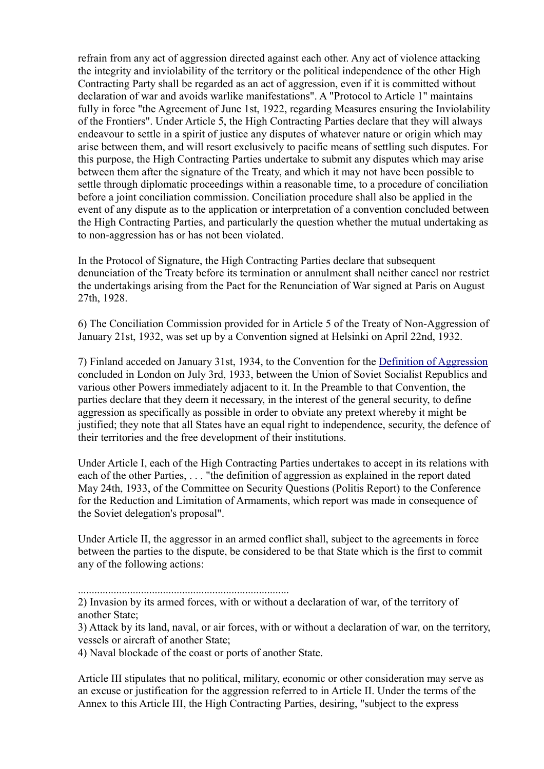refrain from any act of aggression directed against each other. Any act of violence attacking the integrity and inviolability of the territory or the political independence of the other High Contracting Party shall be regarded as an act of aggression, even if it is committed without declaration of war and avoids warlike manifestations". A "Protocol to Article 1" maintains fully in force "the Agreement of June 1st, 1922, regarding Measures ensuring the Inviolability of the Frontiers". Under Article 5, the High Contracting Parties declare that they will always endeavour to settle in a spirit of justice any disputes of whatever nature or origin which may arise between them, and will resort exclusively to pacific means of settling such disputes. For this purpose, the High Contracting Parties undertake to submit any disputes which may arise between them after the signature of the Treaty, and which it may not have been possible to settle through diplomatic proceedings within a reasonable time, to a procedure of conciliation before a joint conciliation commission. Conciliation procedure shall also be applied in the event of any dispute as to the application or interpretation of a convention concluded between the High Contracting Parties, and particularly the question whether the mutual undertaking as to non-aggression has or has not been violated.

In the Protocol of Signature, the High Contracting Parties declare that subsequent denunciation of the Treaty before its termination or annulment shall neither cancel nor restrict the undertakings arising from the Pact for the Renunciation of War signed at Paris on August 27th, 1928.

6) The Conciliation Commission provided for in Article 5 of the Treaty of Non-Aggression of January 21st, 1932, was set up by a Convention signed at Helsinki on April 22nd, 1932.

7) Finland acceded on January 31st, 1934, to the Convention for the Definition of Aggression concluded in London on July 3rd, 1933, between the Union of Soviet Socialist Republics and various other Powers immediately adjacent to it. In the Preamble to that Convention, the parties declare that they deem it necessary, in the interest of the general security, to define aggression as specifically as possible in order to obviate any pretext whereby it might be justified; they note that all States have an equal right to independence, security, the defence of their territories and the free development of their institutions.

Under Article I, each of the High Contracting Parties undertakes to accept in its relations with each of the other Parties, . . . "the definition of aggression as explained in the report dated May 24th, 1933, of the Committee on Security Questions (Politis Report) to the Conference for the Reduction and Limitation of Armaments, which report was made in consequence of the Soviet delegation's proposal".

Under Article II, the aggressor in an armed conflict shall, subject to the agreements in force between the parties to the dispute, be considered to be that State which is the first to commit any of the following actions:

...........................................................................

2) Invasion by its armed forces, with or without a declaration of war, of the territory of another State;
3) Attack by its land, naval, or air forces, with or without a declaration of war, on the territory, vessels or aircraft of another State;
4) Naval blockade of the coast or ports of another State.

Article III stipulates that no political, military, economic or other consideration may serve as an excuse or justification for the aggression referred to in Article II. Under the terms of the Annex to this Article III, the High Contracting Parties, desiring, "subject to the express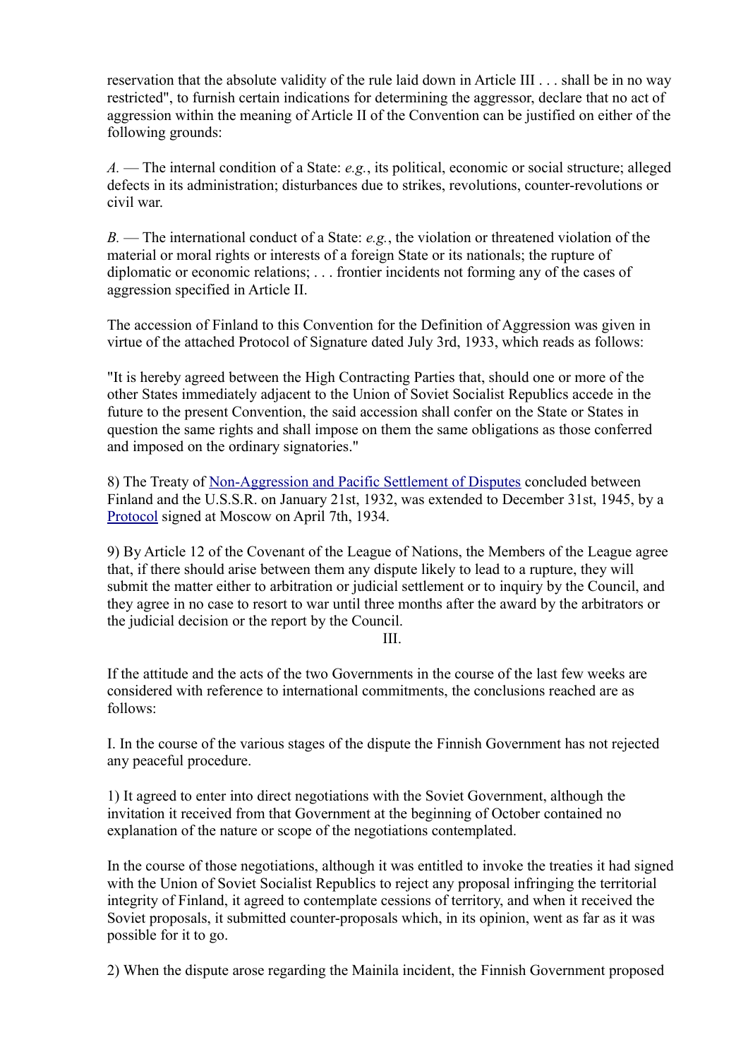reservation that the absolute validity of the rule laid down in Article III . . . shall be in no way restricted", to furnish certain indications for determining the aggressor, declare that no act of aggression within the meaning of Article II of the Convention can be justified on either of the following grounds:

*A.* — The internal condition of a State: *e.g.*, its political, economic or social structure; alleged defects in its administration; disturbances due to strikes, revolutions, counter-revolutions or civil war.

*B.* — The international conduct of a State: *e.g.*, the violation or threatened violation of the material or moral rights or interests of a foreign State or its nationals; the rupture of diplomatic or economic relations; . . . frontier incidents not forming any of the cases of aggression specified in Article II.

The accession of Finland to this Convention for the Definition of Aggression was given in virtue of the attached Protocol of Signature dated July 3rd, 1933, which reads as follows:

"It is hereby agreed between the High Contracting Parties that, should one or more of the other States immediately adjacent to the Union of Soviet Socialist Republics accede in the future to the present Convention, the said accession shall confer on the State or States in question the same rights and shall impose on them the same obligations as those conferred and imposed on the ordinary signatories."

8) The Treaty of Non-Aggression and Pacific Settlement of Disputes concluded between Finland and the U.S.S.R. on January 21st, 1932, was extended to December 31st, 1945, by a Protocol signed at Moscow on April 7th, 1934.

9) By Article 12 of the Covenant of the League of Nations, the Members of the League agree that, if there should arise between them any dispute likely to lead to a rupture, they will submit the matter either to arbitration or judicial settlement or to inquiry by the Council, and they agree in no case to resort to war until three months after the award by the arbitrators or the judicial decision or the report by the Council.

## III.

If the attitude and the acts of the two Governments in the course of the last few weeks are considered with reference to international commitments, the conclusions reached are as follows:

I. In the course of the various stages of the dispute the Finnish Government has not rejected any peaceful procedure.

1) It agreed to enter into direct negotiations with the Soviet Government, although the invitation it received from that Government at the beginning of October contained no explanation of the nature or scope of the negotiations contemplated.

In the course of those negotiations, although it was entitled to invoke the treaties it had signed with the Union of Soviet Socialist Republics to reject any proposal infringing the territorial integrity of Finland, it agreed to contemplate cessions of territory, and when it received the Soviet proposals, it submitted counter-proposals which, in its opinion, went as far as it was possible for it to go.

2) When the dispute arose regarding the Mainila incident, the Finnish Government proposed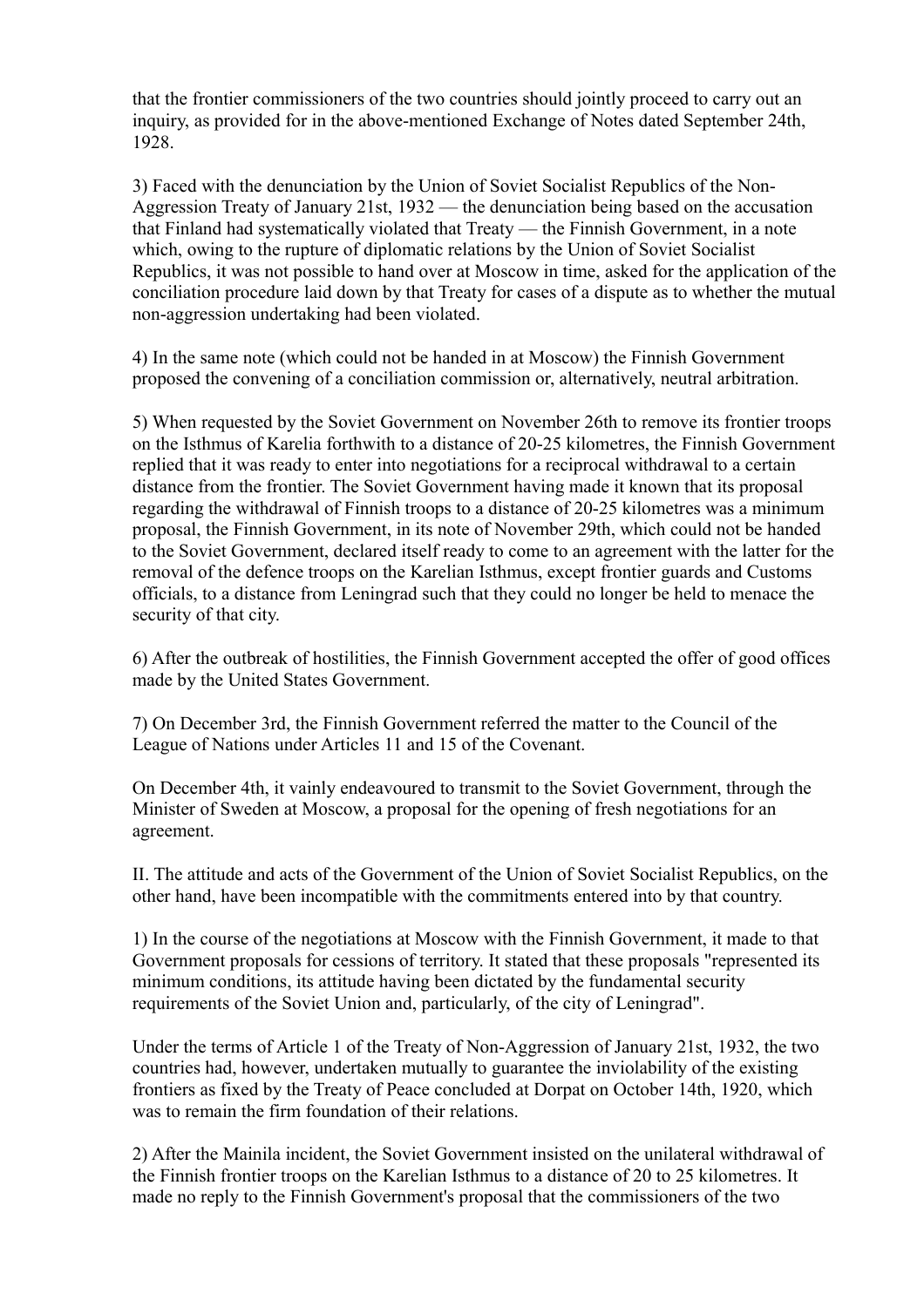that the frontier commissioners of the two countries should jointly proceed to carry out an inquiry, as provided for in the above-mentioned Exchange of Notes dated September 24th, 1928.

3) Faced with the denunciation by the Union of Soviet Socialist Republics of the Non-Aggression Treaty of January 21st, 1932 — the denunciation being based on the accusation that Finland had systematically violated that Treaty — the Finnish Government, in a note which, owing to the rupture of diplomatic relations by the Union of Soviet Socialist Republics, it was not possible to hand over at Moscow in time, asked for the application of the conciliation procedure laid down by that Treaty for cases of a dispute as to whether the mutual non-aggression undertaking had been violated.

4) In the same note (which could not be handed in at Moscow) the Finnish Government proposed the convening of a conciliation commission or, alternatively, neutral arbitration.

5) When requested by the Soviet Government on November 26th to remove its frontier troops on the Isthmus of Karelia forthwith to a distance of 20-25 kilometres, the Finnish Government replied that it was ready to enter into negotiations for a reciprocal withdrawal to a certain distance from the frontier. The Soviet Government having made it known that its proposal regarding the withdrawal of Finnish troops to a distance of 20-25 kilometres was a minimum proposal, the Finnish Government, in its note of November 29th, which could not be handed to the Soviet Government, declared itself ready to come to an agreement with the latter for the removal of the defence troops on the Karelian Isthmus, except frontier guards and Customs officials, to a distance from Leningrad such that they could no longer be held to menace the security of that city.

6) After the outbreak of hostilities, the Finnish Government accepted the offer of good offices made by the United States Government.

7) On December 3rd, the Finnish Government referred the matter to the Council of the League of Nations under Articles 11 and 15 of the Covenant.

On December 4th, it vainly endeavoured to transmit to the Soviet Government, through the Minister of Sweden at Moscow, a proposal for the opening of fresh negotiations for an agreement.

II. The attitude and acts of the Government of the Union of Soviet Socialist Republics, on the other hand, have been incompatible with the commitments entered into by that country.

1) In the course of the negotiations at Moscow with the Finnish Government, it made to that Government proposals for cessions of territory. It stated that these proposals "represented its minimum conditions, its attitude having been dictated by the fundamental security requirements of the Soviet Union and, particularly, of the city of Leningrad".

Under the terms of Article 1 of the Treaty of Non-Aggression of January 21st, 1932, the two countries had, however, undertaken mutually to guarantee the inviolability of the existing frontiers as fixed by the Treaty of Peace concluded at Dorpat on October 14th, 1920, which was to remain the firm foundation of their relations.

2) After the Mainila incident, the Soviet Government insisted on the unilateral withdrawal of the Finnish frontier troops on the Karelian Isthmus to a distance of 20 to 25 kilometres. It made no reply to the Finnish Government's proposal that the commissioners of the two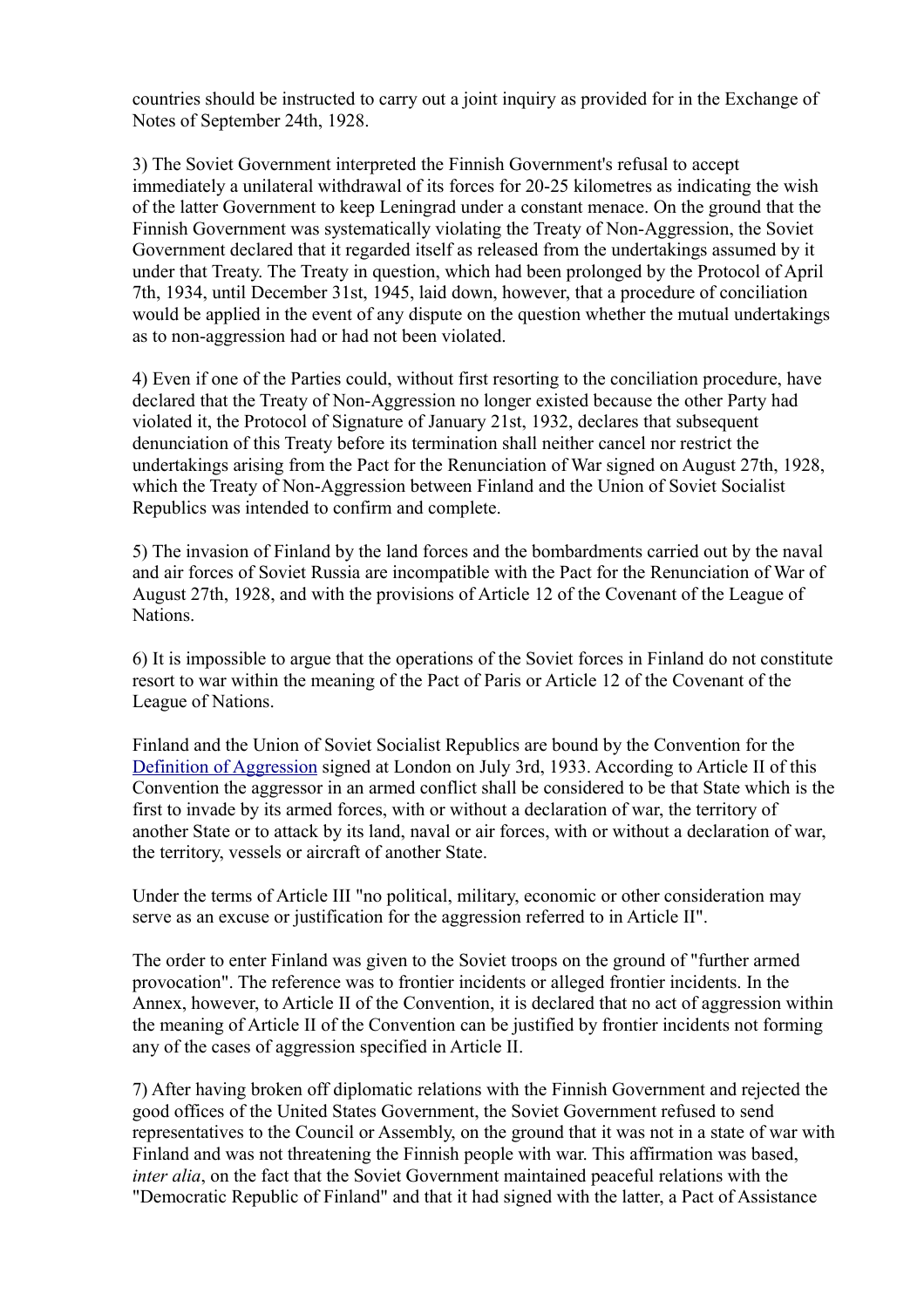countries should be instructed to carry out a joint inquiry as provided for in the Exchange of Notes of September 24th, 1928.

3) The Soviet Government interpreted the Finnish Government's refusal to accept immediately a unilateral withdrawal of its forces for 20-25 kilometres as indicating the wish of the latter Government to keep Leningrad under a constant menace. On the ground that the Finnish Government was systematically violating the Treaty of Non-Aggression, the Soviet Government declared that it regarded itself as released from the undertakings assumed by it under that Treaty. The Treaty in question, which had been prolonged by the Protocol of April 7th, 1934, until December 31st, 1945, laid down, however, that a procedure of conciliation would be applied in the event of any dispute on the question whether the mutual undertakings as to non-aggression had or had not been violated.

4) Even if one of the Parties could, without first resorting to the conciliation procedure, have declared that the Treaty of Non-Aggression no longer existed because the other Party had violated it, the Protocol of Signature of January 21st, 1932, declares that subsequent denunciation of this Treaty before its termination shall neither cancel nor restrict the undertakings arising from the Pact for the Renunciation of War signed on August 27th, 1928, which the Treaty of Non-Aggression between Finland and the Union of Soviet Socialist Republics was intended to confirm and complete.

5) The invasion of Finland by the land forces and the bombardments carried out by the naval and air forces of Soviet Russia are incompatible with the Pact for the Renunciation of War of August 27th, 1928, and with the provisions of Article 12 of the Covenant of the League of Nations.

6) It is impossible to argue that the operations of the Soviet forces in Finland do not constitute resort to war within the meaning of the Pact of Paris or Article 12 of the Covenant of the League of Nations.

Finland and the Union of Soviet Socialist Republics are bound by the Convention for the Definition of Aggression signed at London on July 3rd, 1933. According to Article II of this Convention the aggressor in an armed conflict shall be considered to be that State which is the first to invade by its armed forces, with or without a declaration of war, the territory of another State or to attack by its land, naval or air forces, with or without a declaration of war, the territory, vessels or aircraft of another State.

Under the terms of Article III "no political, military, economic or other consideration may serve as an excuse or justification for the aggression referred to in Article II".

The order to enter Finland was given to the Soviet troops on the ground of "further armed provocation". The reference was to frontier incidents or alleged frontier incidents. In the Annex, however, to Article II of the Convention, it is declared that no act of aggression within the meaning of Article II of the Convention can be justified by frontier incidents not forming any of the cases of aggression specified in Article II.

7) After having broken off diplomatic relations with the Finnish Government and rejected the good offices of the United States Government, the Soviet Government refused to send representatives to the Council or Assembly, on the ground that it was not in a state of war with Finland and was not threatening the Finnish people with war. This affirmation was based, *inter alia*, on the fact that the Soviet Government maintained peaceful relations with the "Democratic Republic of Finland" and that it had signed with the latter, a Pact of Assistance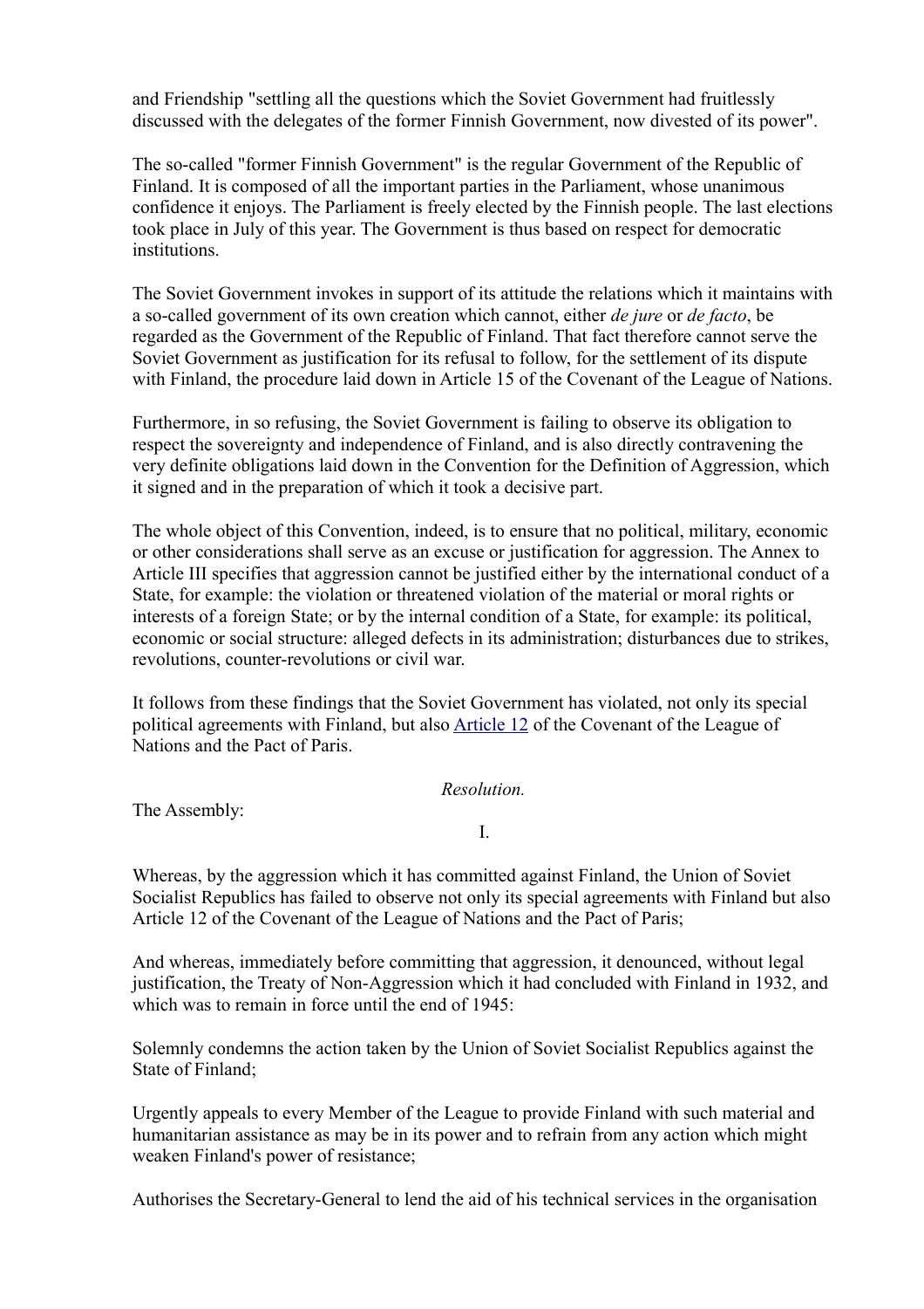and Friendship "settling all the questions which the Soviet Government had fruitlessly discussed with the delegates of the former Finnish Government, now divested of its power".

The so-called "former Finnish Government" is the regular Government of the Republic of Finland. It is composed of all the important parties in the Parliament, whose unanimous confidence it enjoys. The Parliament is freely elected by the Finnish people. The last elections took place in July of this year. The Government is thus based on respect for democratic institutions.

The Soviet Government invokes in support of its attitude the relations which it maintains with a so-called government of its own creation which cannot, either *de jure* or *de facto*, be regarded as the Government of the Republic of Finland. That fact therefore cannot serve the Soviet Government as justification for its refusal to follow, for the settlement of its dispute with Finland, the procedure laid down in Article 15 of the Covenant of the League of Nations.

Furthermore, in so refusing, the Soviet Government is failing to observe its obligation to respect the sovereignty and independence of Finland, and is also directly contravening the very definite obligations laid down in the Convention for the Definition of Aggression, which it signed and in the preparation of which it took a decisive part.

The whole object of this Convention, indeed, is to ensure that no political, military, economic or other considerations shall serve as an excuse or justification for aggression. The Annex to Article III specifies that aggression cannot be justified either by the international conduct of a State, for example: the violation or threatened violation of the material or moral rights or interests of a foreign State; or by the internal condition of a State, for example: its political, economic or social structure: alleged defects in its administration; disturbances due to strikes, revolutions, counter-revolutions or civil war.

It follows from these findings that the Soviet Government has violated, not only its special political agreements with Finland, but also [Article 12] of the Covenant of the League of Nations and the Pact of Paris.

*Resolution.*

The Assembly:

I.

Whereas, by the aggression which it has committed against Finland, the Union of Soviet Socialist Republics has failed to observe not only its special agreements with Finland but also Article 12 of the Covenant of the League of Nations and the Pact of Paris;

And whereas, immediately before committing that aggression, it denounced, without legal justification, the Treaty of Non-Aggression which it had concluded with Finland in 1932, and which was to remain in force until the end of 1945:

Solemnly condemns the action taken by the Union of Soviet Socialist Republics against the State of Finland;

Urgently appeals to every Member of the League to provide Finland with such material and humanitarian assistance as may be in its power and to refrain from any action which might weaken Finland's power of resistance;

Authorises the Secretary-General to lend the aid of his technical services in the organisation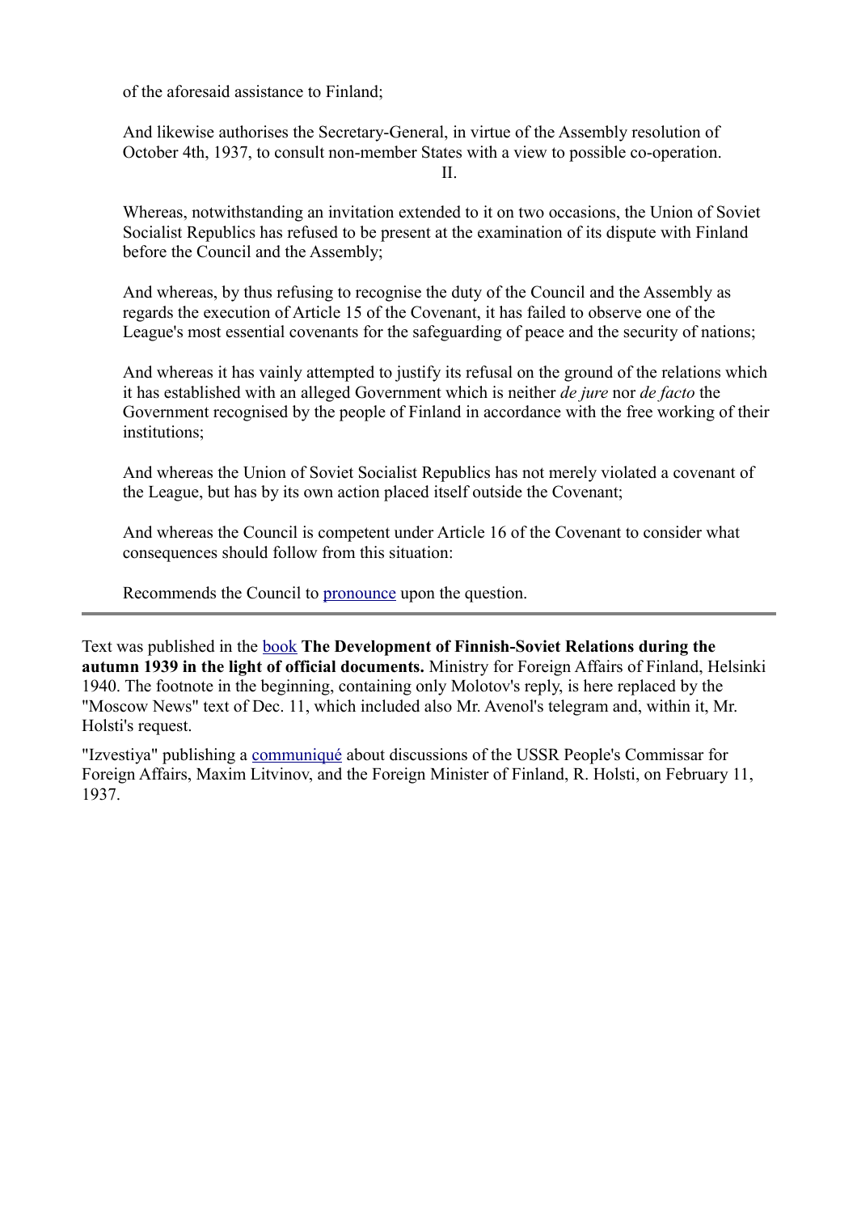of the aforesaid assistance to Finland;

And likewise authorises the Secretary-General, in virtue of the Assembly resolution of October 4th, 1937, to consult non-member States with a view to possible co-operation.

II.

Whereas, notwithstanding an invitation extended to it on two occasions, the Union of Soviet Socialist Republics has refused to be present at the examination of its dispute with Finland before the Council and the Assembly;

And whereas, by thus refusing to recognise the duty of the Council and the Assembly as regards the execution of Article 15 of the Covenant, it has failed to observe one of the League's most essential covenants for the safeguarding of peace and the security of nations;

And whereas it has vainly attempted to justify its refusal on the ground of the relations which it has established with an alleged Government which is neither *de jure* nor *de facto* the Government recognised by the people of Finland in accordance with the free working of their institutions;

And whereas the Union of Soviet Socialist Republics has not merely violated a covenant of the League, but has by its own action placed itself outside the Covenant;

And whereas the Council is competent under Article 16 of the Covenant to consider what consequences should follow from this situation:

Recommends the Council to pronounce upon the question.

---

Text was published in the book **The Development of Finnish-Soviet Relations during the autumn 1939 in the light of official documents.** Ministry for Foreign Affairs of Finland, Helsinki 1940. The footnote in the beginning, containing only Molotov's reply, is here replaced by the "Moscow News" text of Dec. 11, which included also Mr. Avenol's telegram and, within it, Mr. Holsti's request.

"Izvestiya" publishing a communiqué about discussions of the USSR People's Commissar for Foreign Affairs, Maxim Litvinov, and the Foreign Minister of Finland, R. Holsti, on February 11, 1937.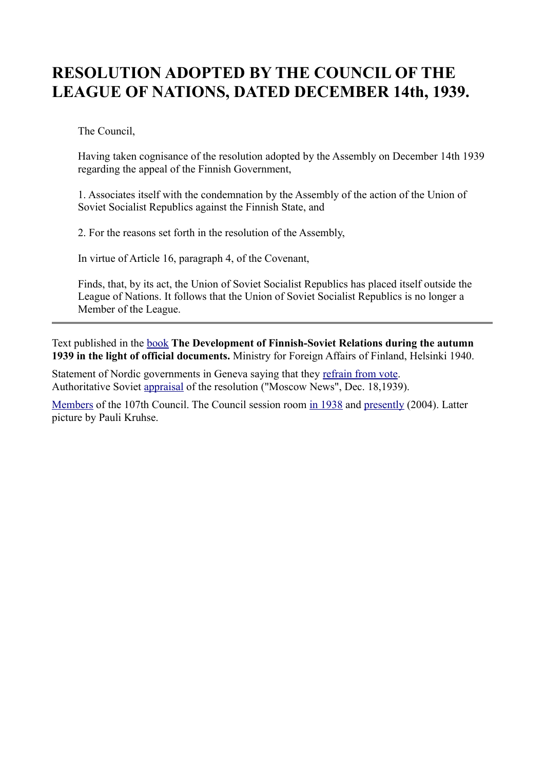# RESOLUTION ADOPTED BY THE COUNCIL OF THE LEAGUE OF NATIONS, DATED DECEMBER 14th, 1939.

The Council,

Having taken cognisance of the resolution adopted by the Assembly on December 14th 1939 regarding the appeal of the Finnish Government,

1. Associates itself with the condemnation by the Assembly of the action of the Union of Soviet Socialist Republics against the Finnish State, and

2. For the reasons set forth in the resolution of the Assembly,

In virtue of Article 16, paragraph 4, of the Covenant,

Finds, that, by its act, the Union of Soviet Socialist Republics has placed itself outside the League of Nations. It follows that the Union of Soviet Socialist Republics is no longer a Member of the League.

---

Text published in the book **The Development of Finnish-Soviet Relations during the autumn 1939 in the light of official documents.** Ministry for Foreign Affairs of Finland, Helsinki 1940.

Statement of Nordic governments in Geneva saying that they refrain from vote.
Authoritative Soviet appraisal of the resolution ("Moscow News", Dec. 18,1939).

Members of the 107th Council. The Council session room in 1938 and presently (2004). Latter picture by Pauli Kruhse.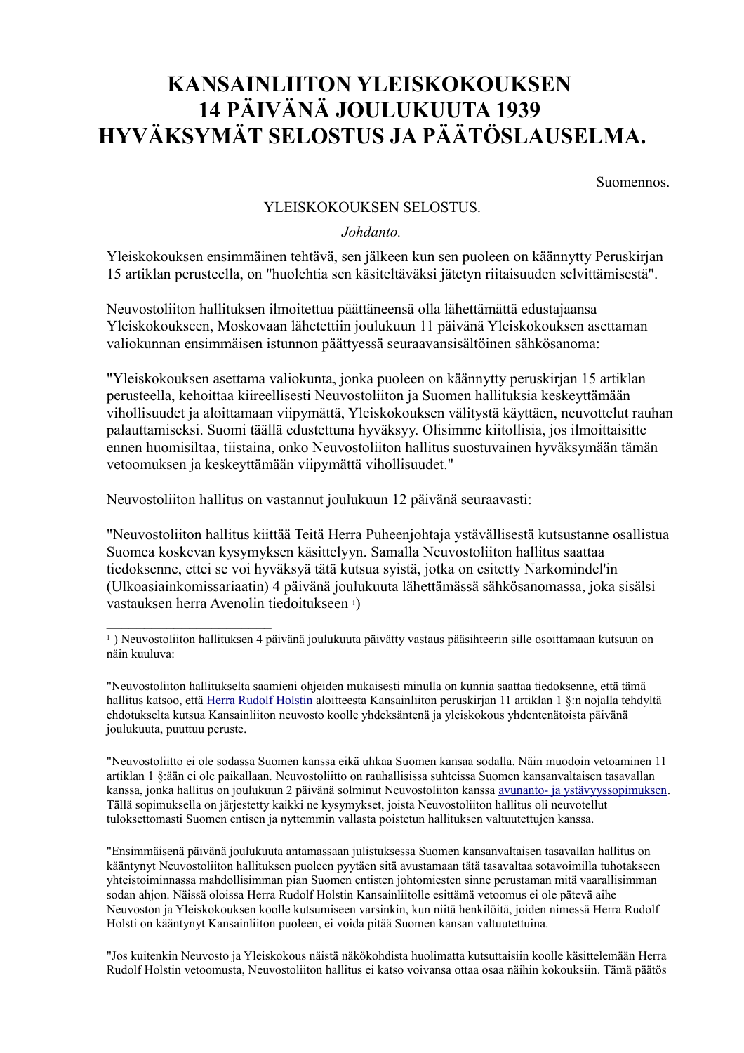# KANSAINLIITON YLEISKOKOUKSEN 14 PÄIVÄNÄ JOULUKUUTA 1939 HYVÄKSYMÄT SELOSTUS JA PÄÄTÖSLAUSELMA.

Suomennos.

YLEISKOKOUKSEN SELOSTUS.

*Johdanto.*

Yleiskokouksen ensimmäinen tehtävä, sen jälkeen kun sen puoleen on käännytty Peruskirjan 15 artiklan perusteella, on "huolehtia sen käsiteltäväksi jätetyn riitaisuuden selvittämisestä".

Neuvostoliiton hallituksen ilmoitettua päättäneensä olla lähettämättä edustajaansa Yleiskokoukseen, Moskovaan lähetettiin joulukuun 11 päivänä Yleiskokouksen asettaman valiokunnan ensimmäisen istunnon päättyessä seuraavansisältöinen sähkösanoma:

"Yleiskokouksen asettama valiokunta, jonka puoleen on käännytty peruskirjan 15 artiklan perusteella, kehoittaa kiireellisesti Neuvostoliiton ja Suomen hallituksia keskeyttämään vihollisuudet ja aloittamaan viipymättä, Yleiskokouksen välitystä käyttäen, neuvottelut rauhan palauttamiseksi. Suomi täällä edustettuna hyväksyy. Olisimme kiitollisia, jos ilmoittaisitte ennen huomisiltaa, tiistaina, onko Neuvostoliiton hallitus suostuvainen hyväksymään tämän vetoomuksen ja keskeyttämään viipymättä vihollisuudet."

Neuvostoliiton hallitus on vastannut joulukuun 12 päivänä seuraavasti:

"Neuvostoliiton hallitus kiittää Teitä Herra Puheenjohtaja ystävällisestä kutsustanne osallistua Suomea koskevan kysymyksen käsittelyyn. Samalla Neuvostoliiton hallitus saattaa tiedoksenne, ettei se voi hyväksyä tätä kutsua syistä, jotka on esitetty Narkomindel'in (Ulkoasiainkomissariaatin) 4 päivänä joulukuuta lähettämässä sähkösanomassa, joka sisälsi vastauksen herra Avenolin tiedoitukseen [1])

---

[1] ) Neuvostoliiton hallituksen 4 päivänä joulukuuta päivätty vastaus pääsihteerin sille osoittamaan kutsuun on näin kuuluva:

"Neuvostoliiton hallitukselta saamieni ohjeiden mukaisesti minulla on kunnia saattaa tiedoksenne, että tämä hallitus katsoo, että Herra Rudolf Holstin aloitteesta Kansainliiton peruskirjan 11 artiklan 1 §:n nojalla tehdyltä ehdotukselta kutsua Kansainliiton neuvosto koolle yhdeksäntenä ja yleiskokous yhdentenätoista päivänä joulukuuta, puuttuu peruste.

"Neuvostoliitto ei ole sodassa Suomen kanssa eikä uhkaa Suomen kansaa sodalla. Näin muodoin vetoaminen 11 artiklan 1 §:ään ei ole paikallaan. Neuvostoliitto on rauhallisissa suhteissa Suomen kansanvaltaisen tasavallan kanssa, jonka hallitus on joulukuun 2 päivänä solminut Neuvostoliiton kanssa avunanto- ja ystävyyssopimuksen. Tällä sopimuksella on järjestetty kaikki ne kysymykset, joista Neuvostoliiton hallitus oli neuvotellut tuloksettomasti Suomen entisen ja nyttemmin vallasta poistetun hallituksen valtuutettujen kanssa.

"Ensimmäisenä päivänä joulukuuta antamassaan julistuksessa Suomen kansanvaltaisen tasavallan hallitus on kääntynyt Neuvostoliiton hallituksen puoleen pyytäen sitä avustamaan tätä tasavaltaa sotavoimilla tuhotakseen yhteistoiminnassa mahdollisimman pian Suomen entisten johtomiesten sinne perustaman mitä vaarallisimman sodan ahjon. Näissä oloissa Herra Rudolf Holstin Kansainliitolle esittämä vetoomus ei ole pätevä aihe Neuvoston ja Yleiskokouksen koolle kutsumiseen varsinkin, kun niitä henkilöitä, joiden nimessä Herra Rudolf Holsti on kääntynyt Kansainliiton puoleen, ei voida pitää Suomen kansan valtuutettuina.

"Jos kuitenkin Neuvosto ja Yleiskokous näistä näkökohdista huolimatta kutsuttaisiin koolle käsittelemään Herra Rudolf Holstin vetoomusta, Neuvostoliiton hallitus ei katso voivansa ottaa osaa näihin kokouksiin. Tämä päätös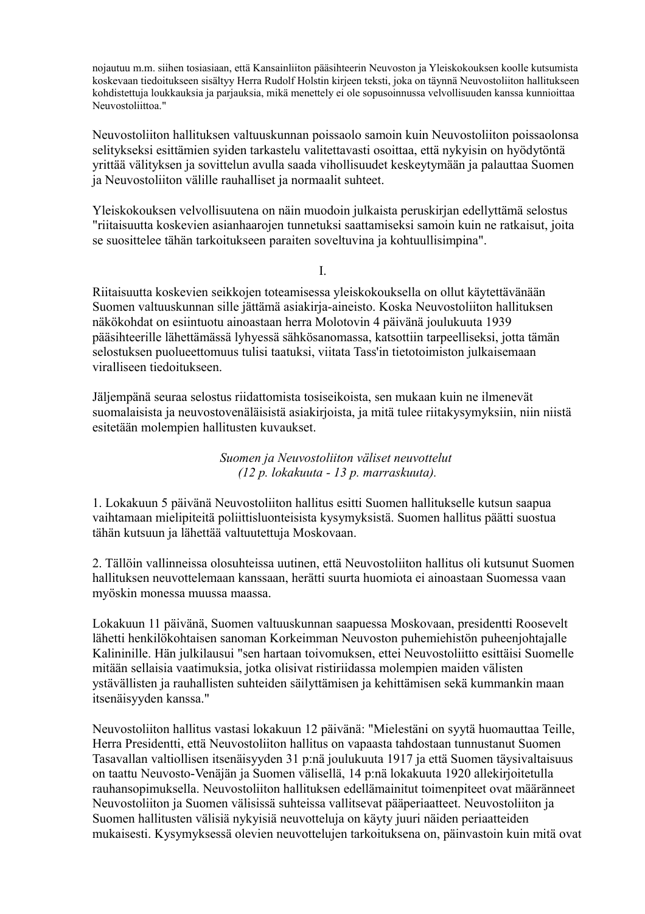nojautuu m.m. siihen tosiasiaan, että Kansainliiton pääsihteerin Neuvoston ja Yleiskokouksen koolle kutsumista koskevaan tiedoitukseen sisältyy Herra Rudolf Holstin kirjeen teksti, joka on täynnä Neuvostoliiton hallitukseen kohdistettuja loukkauksia ja parjauksia, mikä menettely ei ole sopusoinnussa velvollisuuden kanssa kunnioittaa Neuvostoliittoa."

Neuvostoliiton hallituksen valtuuskunnan poissaolo samoin kuin Neuvostoliiton poissaolonsa selitykseksi esittämien syiden tarkastelu valitettavasti osoittaa, että nykyisin on hyödytöntä yrittää välityksen ja sovittelun avulla saada vihollisuudet keskeytymään ja palauttaa Suomen ja Neuvostoliiton välille rauhalliset ja normaalit suhteet.

Yleiskokouksen velvollisuutena on näin muodoin julkaista peruskirjan edellyttämä selostus "riitaisuutta koskevien asianhaarojen tunnetuksi saattamiseksi samoin kuin ne ratkaisut, joita se suosittelee tähän tarkoitukseen paraiten soveltuvina ja kohtuullisimpina".

I.

Riitaisuutta koskevien seikkojen toteamisessa yleiskokouksella on ollut käytettävänään Suomen valtuuskunnan sille jättämä asiakirja-aineisto. Koska Neuvostoliiton hallituksen näkökohdat on esiintuotu ainoastaan herra Molotovin 4 päivänä joulukuuta 1939 pääsihteerille lähettämässä lyhyessä sähkösanomassa, katsottiin tarpeelliseksi, jotta tämän selostuksen puolueettomuus tulisi taatuksi, viitata Tass'in tietotoimiston julkaisemaan viralliseen tiedoitukseen.

Jäljempänä seuraa selostus riidattomista tosiseikoista, sen mukaan kuin ne ilmenevät suomalaisista ja neuvostovenäläisistä asiakirjoista, ja mitä tulee riitakysymyksiin, niin niistä esitetään molempien hallitusten kuvaukset.

*Suomen ja Neuvostoliiton väliset neuvottelut*
*(12 p. lokakuuta - 13 p. marraskuuta).*

1. Lokakuun 5 päivänä Neuvostoliiton hallitus esitti Suomen hallitukselle kutsun saapua vaihtamaan mielipiteitä poliittisluonteisista kysymyksistä. Suomen hallitus päätti suostua tähän kutsuun ja lähettää valtuutettuja Moskovaan.

2. Tällöin vallinneissa olosuhteissa uutinen, että Neuvostoliiton hallitus oli kutsunut Suomen hallituksen neuvottelemaan kanssaan, herätti suurta huomiota ei ainoastaan Suomessa vaan myöskin monessa muussa maassa.

Lokakuun 11 päivänä, Suomen valtuuskunnan saapuessa Moskovaan, presidentti Roosevelt lähetti henkilökohtaisen sanoman Korkeimman Neuvoston puhemiehistön puheenjohtajalle Kalininille. Hän julkilausui "sen hartaan toivomuksen, ettei Neuvostoliitto esittäisi Suomelle mitään sellaisia vaatimuksia, jotka olisivat ristiriidassa molempien maiden välisten ystävällisten ja rauhallisten suhteiden säilyttämisen ja kehittämisen sekä kummankin maan itsenäisyyden kanssa."

Neuvostoliiton hallitus vastasi lokakuun 12 päivänä: "Mielestäni on syytä huomauttaa Teille, Herra Presidentti, että Neuvostoliiton hallitus on vapaasta tahdostaan tunnustanut Suomen Tasavallan valtiollisen itsenäisyyden 31 p:nä joulukuuta 1917 ja että Suomen täysivaltaisuus on taattu Neuvosto-Venäjän ja Suomen välisellä, 14 p:nä lokakuuta 1920 allekirjoitetulla rauhansopimuksella. Neuvostoliiton hallituksen edellämainitut toimenpiteet ovat määränneet Neuvostoliiton ja Suomen välisissä suhteissa vallitsevat pääperiaatteet. Neuvostoliiton ja Suomen hallitusten välisiä nykyisiä neuvotteluja on käyty juuri näiden periaatteiden mukaisesti. Kysymyksessä olevien neuvottelujen tarkoituksena on, päinvastoin kuin mitä ovat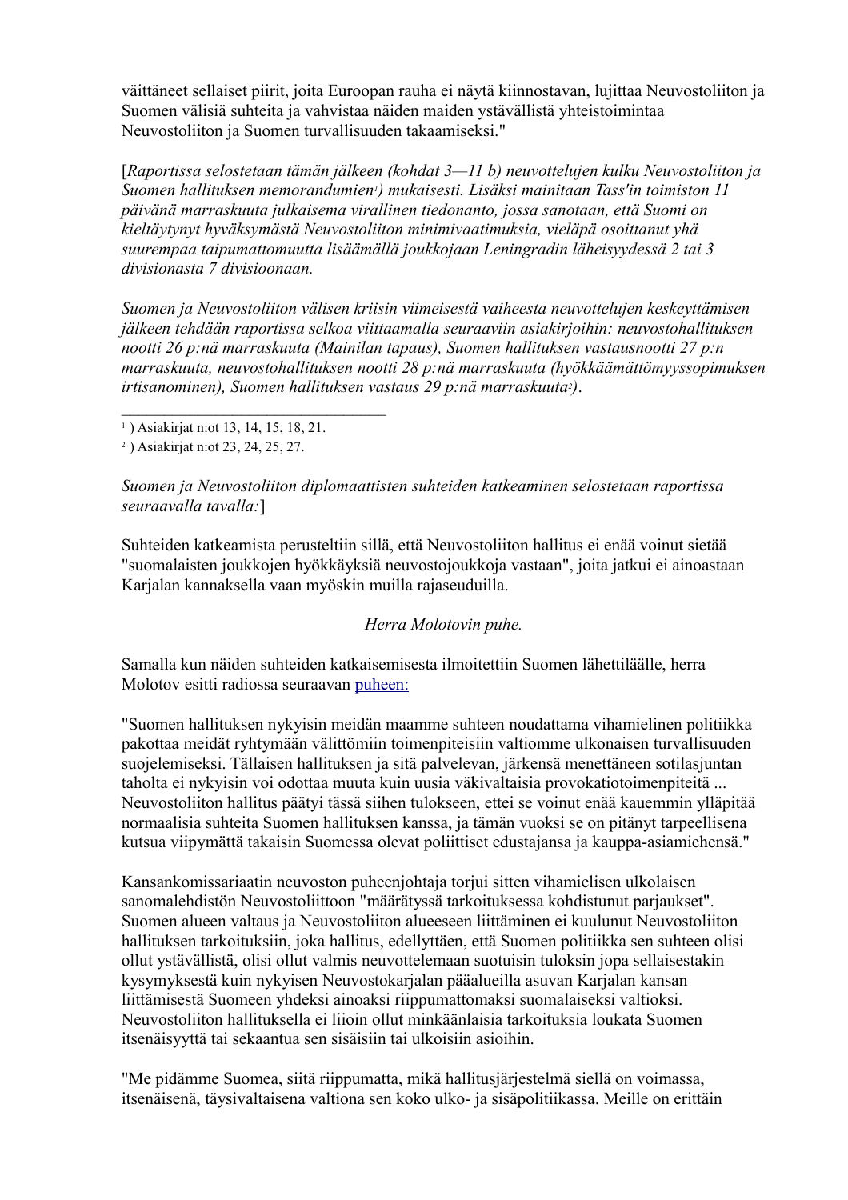väittäneet sellaiset piirit, joita Euroopan rauha ei näytä kiinnostavan, lujittaa Neuvostoliiton ja Suomen välisiä suhteita ja vahvistaa näiden maiden ystävällistä yhteistoimintaa Neuvostoliiton ja Suomen turvallisuuden takaamiseksi."

[*Raportissa selostetaan tämän jälkeen (kohdat 3—11 b) neuvottelujen kulku Neuvostoliiton ja Suomen hallituksen memorandumien*[1]*) mukaisesti. Lisäksi mainitaan Tass'in toimiston 11 päivänä marraskuuta julkaisema virallinen tiedonanto, jossa sanotaan, että Suomi on kieltäytynyt hyväksymästä Neuvostoliiton minimivaatimuksia, vieläpä osoittanut yhä suurempaa taipumattomuutta lisäämällä joukkojaan Leningradin läheisyydessä 2 tai 3 divisionasta 7 divisioonaan.*

*Suomen ja Neuvostoliiton välisen kriisin viimeisestä vaiheesta neuvottelujen keskeyttämisen jälkeen tehdään raportissa selkoa viittaamalla seuraaviin asiakirjoihin: neuvostohallituksen nootti 26 p:nä marraskuuta (Mainilan tapaus), Suomen hallituksen vastausnootti 27 p:n marraskuuta, neuvostohallituksen nootti 28 p:nä marraskuuta (hyökkäämättömyyssopimuksen irtisanominen), Suomen hallituksen vastaus 29 p:nä marraskuuta*[2]*).*

---

[1] ) Asiakirjat n:ot 13, 14, 15, 18, 21.

[2] ) Asiakirjat n:ot 23, 24, 25, 27.

*Suomen ja Neuvostoliiton diplomaattisten suhteiden katkeaminen selostetaan raportissa seuraavalla tavalla:*]

Suhteiden katkeamista perusteltiin sillä, että Neuvostoliiton hallitus ei enää voinut sietää "suomalaisten joukkojen hyökkäyksiä neuvostojoukkoja vastaan", joita jatkui ei ainoastaan Karjalan kannaksella vaan myöskin muilla rajaseuduilla.

*Herra Molotovin puhe.*

Samalla kun näiden suhteiden katkaisemisesta ilmoitettiin Suomen lähettiläälle, herra Molotov esitti radiossa seuraavan puheen:

"Suomen hallituksen nykyisin meidän maamme suhteen noudattama vihamielinen politiikka pakottaa meidät ryhtymään välittömiin toimenpiteisiin valtiomme ulkonaisen turvallisuuden suojelemiseksi. Tällaisen hallituksen ja sitä palvelevan, järkensä menettäneen sotilasjuntan taholta ei nykyisin voi odottaa muuta kuin uusia väkivaltaisia provokatiotoimenpiteitä ... Neuvostoliiton hallitus päätyi tässä siihen tulokseen, ettei se voinut enää kauemmin ylläpitää normaalisia suhteita Suomen hallituksen kanssa, ja tämän vuoksi se on pitänyt tarpeellisena kutsua viipymättä takaisin Suomessa olevat poliittiset edustajansa ja kauppa-asiamiehensä."

Kansankomissariaatin neuvoston puheenjohtaja torjui sitten vihamielisen ulkolaisen sanomalehdistön Neuvostoliittoon "määrätyssä tarkoituksessa kohdistunut parjaukset". Suomen alueen valtaus ja Neuvostoliiton alueeseen liittäminen ei kuulunut Neuvostoliiton hallituksen tarkoituksiin, joka hallitus, edellyttäen, että Suomen politiikka sen suhteen olisi ollut ystävällistä, olisi ollut valmis neuvottelemaan suotuisin tuloksin jopa sellaisestakin kysymyksestä kuin nykyisen Neuvostokarjalan pääalueilla asuvan Karjalan kansan liittämisestä Suomeen yhdeksi ainoaksi riippumattomaksi suomalaiseksi valtioksi. Neuvostoliiton hallituksella ei liioin ollut minkäänlaisia tarkoituksia loukata Suomen itsenäisyyttä tai sekaantua sen sisäisiin tai ulkoisiin asioihin.

"Me pidämme Suomea, siitä riippumatta, mikä hallitusjärjestelmä siellä on voimassa, itsenäisenä, täysivaltaisena valtiona sen koko ulko- ja sisäpolitiikassa. Meille on erittäin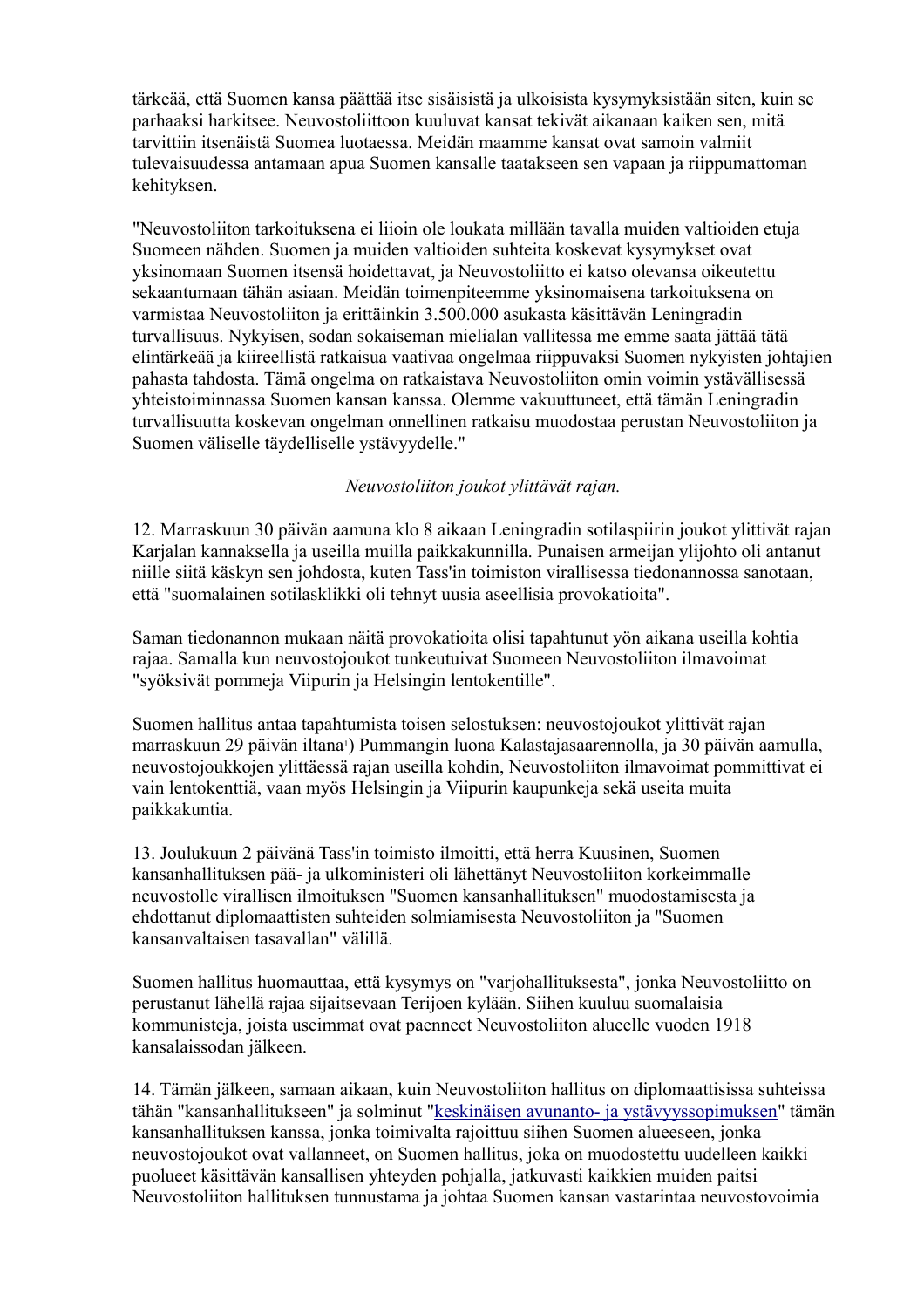tärkeää, että Suomen kansa päättää itse sisäisistä ja ulkoisista kysymyksistään siten, kuin se parhaaksi harkitsee. Neuvostoliittoon kuuluvat kansat tekivät aikanaan kaiken sen, mitä tarvittiin itsenäistä Suomea luotaessa. Meidän maamme kansat ovat samoin valmiit tulevaisuudessa antamaan apua Suomen kansalle taatakseen sen vapaan ja riippumattoman kehityksen.

"Neuvostoliiton tarkoituksena ei liioin ole loukata millään tavalla muiden valtioiden etuja Suomeen nähden. Suomen ja muiden valtioiden suhteita koskevat kysymykset ovat yksinomaan Suomen itsensä hoidettavat, ja Neuvostoliitto ei katso olevansa oikeutettu sekaantumaan tähän asiaan. Meidän toimenpiteemme yksinomaisena tarkoituksena on varmistaa Neuvostoliiton ja erittäinkin 3.500.000 asukasta käsittävän Leningradin turvallisuus. Nykyisen, sodan sokaiseman mielialan vallitessa me emme saata jättää tätä elintärkeää ja kiireellistä ratkaisua vaativaa ongelmaa riippuvaksi Suomen nykyisten johtajien pahasta tahdosta. Tämä ongelma on ratkaistava Neuvostoliiton omin voimin ystävällisessä yhteistoiminnassa Suomen kansan kanssa. Olemme vakuuttuneet, että tämän Leningradin turvallisuutta koskevan ongelman onnellinen ratkaisu muodostaa perustan Neuvostoliiton ja Suomen väliselle täydelliselle ystävyydelle."

*Neuvostoliiton joukot ylittävät rajan.*

12. Marraskuun 30 päivän aamuna klo 8 aikaan Leningradin sotilaspiirin joukot ylittivät rajan Karjalan kannaksella ja useilla muilla paikkakunnilla. Punaisen armeijan ylijohto oli antanut niille siitä käskyn sen johdosta, kuten Tass'in toimiston virallisessa tiedonannossa sanotaan, että "suomalainen sotilasklikki oli tehnyt uusia aseellisia provokatioita".

Saman tiedonannon mukaan näitä provokatioita olisi tapahtunut yön aikana useilla kohtia rajaa. Samalla kun neuvostojoukot tunkeutuivat Suomeen Neuvostoliiton ilmavoimat "syöksivät pommeja Viipurin ja Helsingin lentokentille".

Suomen hallitus antaa tapahtumista toisen selostuksen: neuvostojoukot ylittivät rajan marraskuun 29 päivän iltana[1]) Pummangin luona Kalastajasaarennolla, ja 30 päivän aamulla, neuvostojoukkojen ylittäessä rajan useilla kohdin, Neuvostoliiton ilmavoimat pommittivat ei vain lentokenttiä, vaan myös Helsingin ja Viipurin kaupunkeja sekä useita muita paikkakuntia.

13. Joulukuun 2 päivänä Tass'in toimisto ilmoitti, että herra Kuusinen, Suomen kansanhallituksen pää- ja ulkoministeri oli lähettänyt Neuvostoliiton korkeimmalle neuvostolle virallisen ilmoituksen "Suomen kansanhallituksen" muodostamisesta ja ehdottanut diplomaattisten suhteiden solmiamisesta Neuvostoliiton ja "Suomen kansanvaltaisen tasavallan" välillä.

Suomen hallitus huomauttaa, että kysymys on "varjohallituksesta", jonka Neuvostoliitto on perustanut lähellä rajaa sijaitsevaan Terijoen kylään. Siihen kuuluu suomalaisia kommunisteja, joista useimmat ovat paenneet Neuvostoliiton alueelle vuoden 1918 kansalaissodan jälkeen.

14. Tämän jälkeen, samaan aikaan, kuin Neuvostoliiton hallitus on diplomaattisissa suhteissa tähän "kansanhallitukseen" ja solminut "keskinäisen avunanto- ja ystävyyssopimuksen" tämän kansanhallituksen kanssa, jonka toimivalta rajoittuu siihen Suomen alueeseen, jonka neuvostojoukot ovat vallanneet, on Suomen hallitus, joka on muodostettu uudelleen kaikki puolueet käsittävän kansallisen yhteyden pohjalla, jatkuvasti kaikkien muiden paitsi Neuvostoliiton hallituksen tunnustama ja johtaa Suomen kansan vastarintaa neuvostovoimia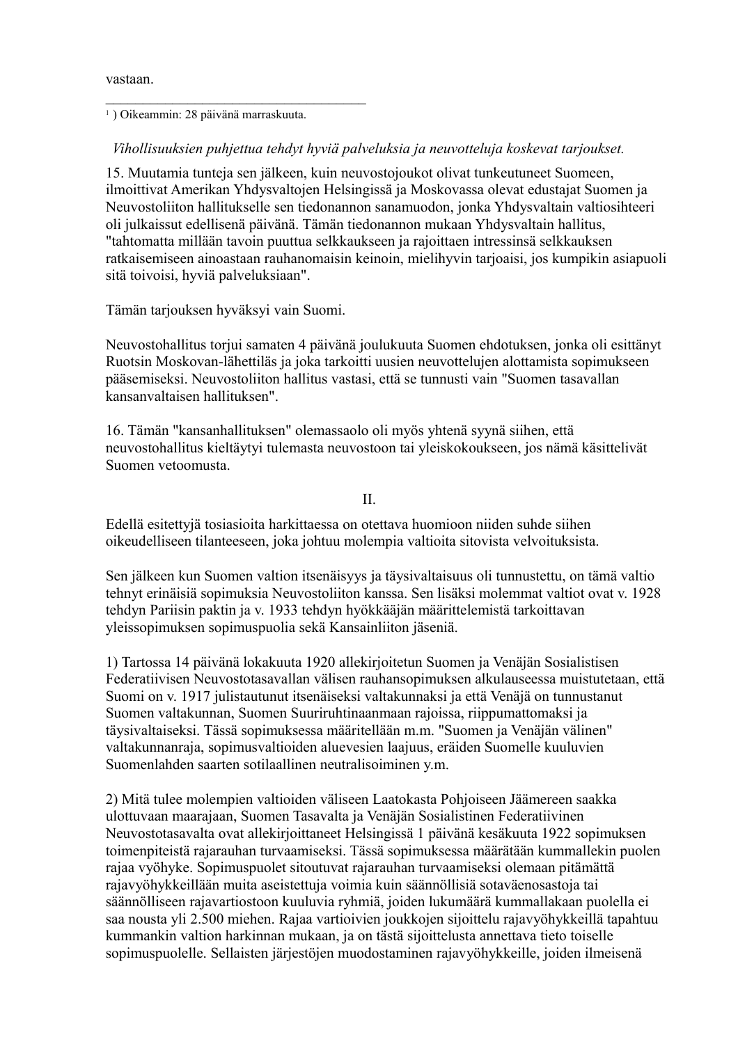vastaan.

---

[1] ) Oikeammin: 28 päivänä marraskuuta.

*Vihollisuuksien puhjettua tehdyt hyviä palveluksia ja neuvotteluja koskevat tarjoukset.*

15. Muutamia tunteja sen jälkeen, kuin neuvostojoukot olivat tunkeutuneet Suomeen, ilmoittivat Amerikan Yhdysvaltojen Helsingissä ja Moskovassa olevat edustajat Suomen ja Neuvostoliiton hallitukselle sen tiedonannon sanamuodon, jonka Yhdysvaltain valtiosihteeri oli julkaissut edellisenä päivänä. Tämän tiedonannon mukaan Yhdysvaltain hallitus, "tahtomatta millään tavoin puuttua selkkaukseen ja rajoittaen intressinsä selkkauksen ratkaisemiseen ainoastaan rauhanomaisin keinoin, mielihyvin tarjoaisi, jos kumpikin asiapuoli sitä toivoisi, hyviä palveluksiaan".

Tämän tarjouksen hyväksyi vain Suomi.

Neuvostohallitus torjui samaten 4 päivänä joulukuuta Suomen ehdotuksen, jonka oli esittänyt Ruotsin Moskovan-lähettiläs ja joka tarkoitti uusien neuvottelujen alottamista sopimukseen pääsemiseksi. Neuvostoliiton hallitus vastasi, että se tunnusti vain "Suomen tasavallan kansanvaltaisen hallituksen".

16. Tämän "kansanhallituksen" olemassaolo oli myös yhtenä syynä siihen, että neuvostohallitus kieltäytyi tulemasta neuvostoon tai yleiskokoukseen, jos nämä käsittelivät Suomen vetoomusta.

## II.

Edellä esitettyjä tosiasioita harkittaessa on otettava huomioon niiden suhde siihen oikeudelliseen tilanteeseen, joka johtuu molempia valtioita sitovista velvoituksista.

Sen jälkeen kun Suomen valtion itsenäisyys ja täysivaltaisuus oli tunnustettu, on tämä valtio tehnyt erinäisiä sopimuksia Neuvostoliiton kanssa. Sen lisäksi molemmat valtiot ovat v. 1928 tehdyn Pariisin paktin ja v. 1933 tehdyn hyökkääjän määrittelemistä tarkoittavan yleissopimuksen sopimuspuolia sekä Kansainliiton jäseniä.

1) Tartossa 14 päivänä lokakuuta 1920 allekirjoitetun Suomen ja Venäjän Sosialistisen Federatiivisen Neuvostotasavallan välisen rauhansopimuksen alkulauseessa muistutetaan, että Suomi on v. 1917 julistautunut itsenäiseksi valtakunnaksi ja että Venäjä on tunnustanut Suomen valtakunnan, Suomen Suuriruhtinaanmaan rajoissa, riippumattomaksi ja täysivaltaiseksi. Tässä sopimuksessa määritellään m.m. "Suomen ja Venäjän välinen" valtakunnanraja, sopimusvaltioiden aluevesien laajuus, eräiden Suomelle kuuluvien Suomenlahden saarten sotilaallinen neutralisoiminen y.m.

2) Mitä tulee molempien valtioiden väliseen Laatokasta Pohjoiseen Jäämereen saakka ulottuvaan maarajaan, Suomen Tasavalta ja Venäjän Sosialistinen Federatiivinen Neuvostotasavalta ovat allekirjoittaneet Helsingissä 1 päivänä kesäkuuta 1922 sopimuksen toimenpiteistä rajarauhan turvaamiseksi. Tässä sopimuksessa määrätään kummallekin puolen rajaa vyöhyke. Sopimuspuolet sitoutuvat rajarauhan turvaamiseksi olemaan pitämättä rajavyöhykkeillään muita aseistettuja voimia kuin säännöllisiä sotaväenosastoja tai säännölliseen rajavartiostoon kuuluvia ryhmiä, joiden lukumäärä kummallakaan puolella ei saa nousta yli 2.500 miehen. Rajaa vartioivien joukkojen sijoittelu rajavyöhykkeillä tapahtuu kummankin valtion harkinnan mukaan, ja on tästä sijoittelusta annettava tieto toiselle sopimuspuolelle. Sellaisten järjestöjen muodostaminen rajavyöhykkeille, joiden ilmeisenä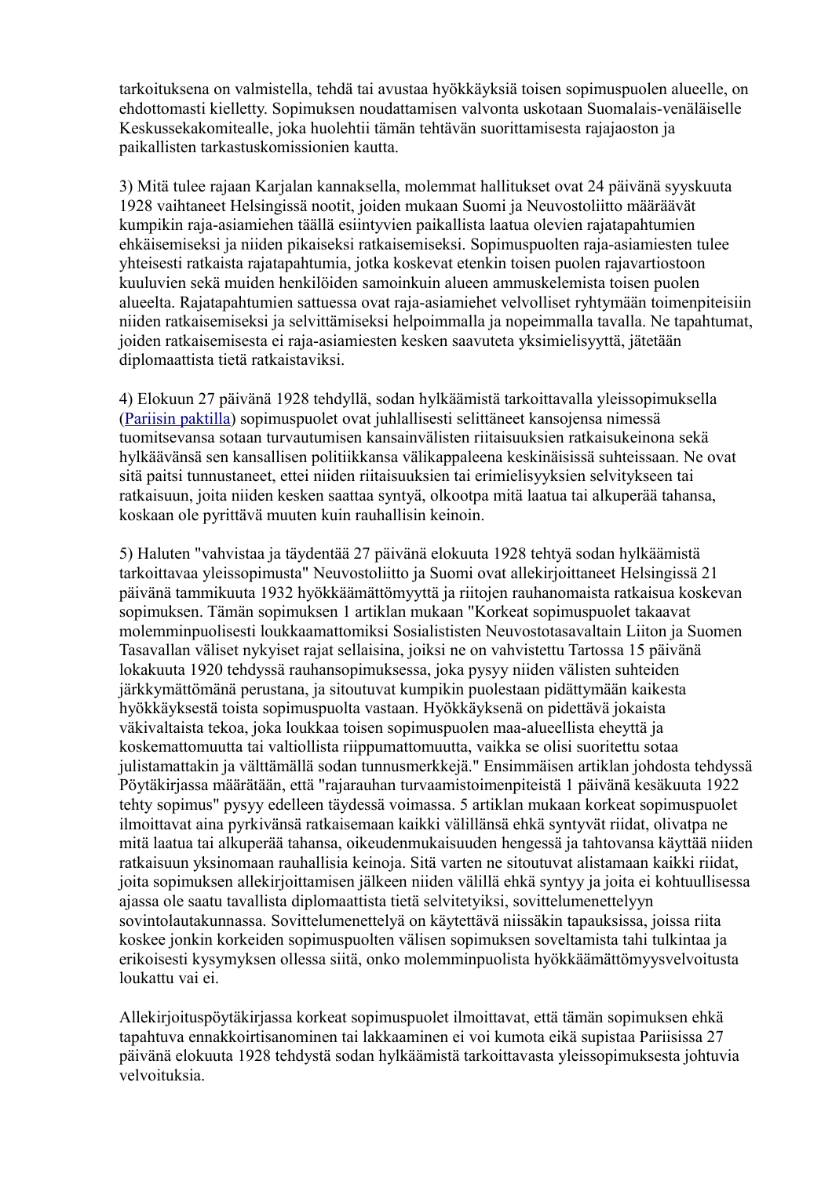tarkoituksena on valmistella, tehdä tai avustaa hyökkäyksiä toisen sopimuspuolen alueelle, on ehdottomasti kielletty. Sopimuksen noudattamisen valvonta uskotaan Suomalais-venäläiselle Keskussekakomitealle, joka huolehtii tämän tehtävän suorittamisesta rajajaoston ja paikallisten tarkastuskomissionien kautta.

3) Mitä tulee rajaan Karjalan kannaksella, molemmat hallitukset ovat 24 päivänä syyskuuta 1928 vaihtaneet Helsingissä nootit, joiden mukaan Suomi ja Neuvostoliitto määräävät kumpikin raja-asiamiehen täällä esiintyvien paikallista laatua olevien rajatapahtumien ehkäisemiseksi ja niiden pikaiseksi ratkaisemiseksi. Sopimuspuolten raja-asiamiesten tulee yhteisesti ratkaista rajatapahtumia, jotka koskevat etenkin toisen puolen rajavartiostoon kuuluvien sekä muiden henkilöiden samoinkuin alueen ammuskelemista toisen puolen alueelta. Rajatapahtumien sattuessa ovat raja-asiamiehet velvolliset ryhtymään toimenpiteisiin niiden ratkaisemiseksi ja selvittämiseksi helpoimmalla ja nopeimmalla tavalla. Ne tapahtumat, joiden ratkaisemisesta ei raja-asiamiesten kesken saavuteta yksimielisyyttä, jätetään diplomaattista tietä ratkaistaviksi.

4) Elokuun 27 päivänä 1928 tehdyllä, sodan hylkäämistä tarkoittavalla yleissopimuksella (Pariisin paktilla) sopimuspuolet ovat juhlallisesti selittäneet kansojensa nimessä tuomitsevansa sotaan turvautumisen kansainvälisten riitaisuuksien ratkaisukeinona sekä hylkäävänsä sen kansallisen politiikkansa välikappaleena keskinäisissä suhteissaan. Ne ovat sitä paitsi tunnustaneet, ettei niiden riitaisuuksien tai erimielisyyksien selvitykseen tai ratkaisuun, joita niiden kesken saattaa syntyä, olkootpa mitä laatua tai alkuperää tahansa, koskaan ole pyrittävä muuten kuin rauhallisin keinoin.

5) Haluten "vahvistaa ja täydentää 27 päivänä elokuuta 1928 tehtyä sodan hylkäämistä tarkoittavaa yleissopimusta" Neuvostoliitto ja Suomi ovat allekirjoittaneet Helsingissä 21 päivänä tammikuuta 1932 hyökkäämättömyyttä ja riitojen rauhanomaista ratkaisua koskevan sopimuksen. Tämän sopimuksen 1 artiklan mukaan "Korkeat sopimuspuolet takaavat molemminpuolisesti loukkaamattomiksi Sosialististen Neuvostotasavaltain Liiton ja Suomen Tasavallan väliset nykyiset rajat sellaisina, joiksi ne on vahvistettu Tartossa 15 päivänä lokakuuta 1920 tehdyssä rauhansopimuksessa, joka pysyy niiden välisten suhteiden järkkymättömänä perustana, ja sitoutuvat kumpikin puolestaan pidättymään kaikesta hyökkäyksestä toista sopimuspuolta vastaan. Hyökkäyksenä on pidettävä jokaista väkivaltaista tekoa, joka loukkaa toisen sopimuspuolen maa-alueellista eheyttä ja koskemattomuutta tai valtiollista riippumattomuutta, vaikka se olisi suoritettu sotaa julistamattakin ja välttämällä sodan tunnusmerkkejä." Ensimmäisen artiklan johdosta tehdyssä Pöytäkirjassa määrätään, että "rajarauhan turvaamistoimenpiteistä 1 päivänä kesäkuuta 1922 tehty sopimus" pysyy edelleen täydessä voimassa. 5 artiklan mukaan korkeat sopimuspuolet ilmoittavat aina pyrkivänsä ratkaisemaan kaikki välillänsä ehkä syntyvät riidat, olivatpa ne mitä laatua tai alkuperää tahansa, oikeudenmukaisuuden hengessä ja tahtovansa käyttää niiden ratkaisuun yksinomaan rauhallisia keinoja. Sitä varten ne sitoutuvat alistamaan kaikki riidat, joita sopimuksen allekirjoittamisen jälkeen niiden välillä ehkä syntyy ja joita ei kohtuullisessa ajassa ole saatu tavallista diplomaattista tietä selvitetyiksi, sovittelumenettelyyn sovintolautakunnassa. Sovittelumenettelyä on käytettävä niissäkin tapauksissa, joissa riita koskee jonkin korkeiden sopimuspuolten välisen sopimuksen soveltamista tahi tulkintaa ja erikoisesti kysymyksen ollessa siitä, onko molemminpuolista hyökkäämättömyysvelvoitusta loukattu vai ei.

Allekirjoituspöytäkirjassa korkeat sopimuspuolet ilmoittavat, että tämän sopimuksen ehkä tapahtuva ennakkoirtisanominen tai lakkaaminen ei voi kumota eikä supistaa Pariisissa 27 päivänä elokuuta 1928 tehdystä sodan hylkäämistä tarkoittavasta yleissopimuksesta johtuvia velvoituksia.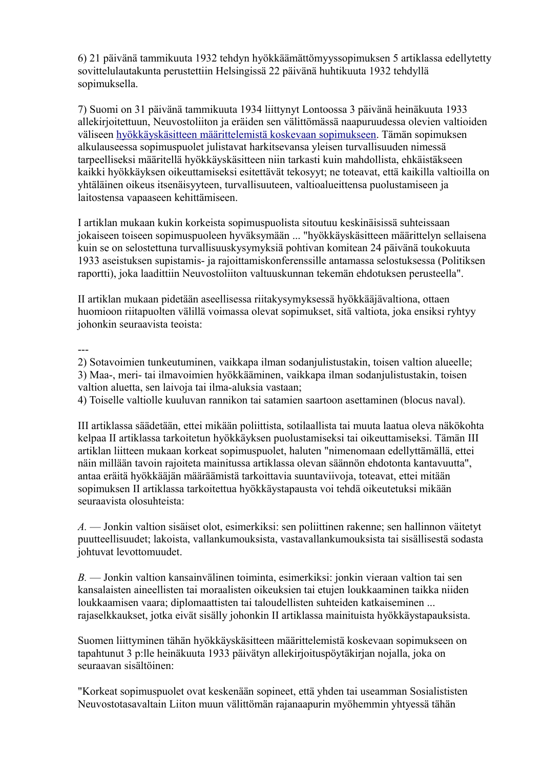6) 21 päivänä tammikuuta 1932 tehdyn hyökkäämättömyyssopimuksen 5 artiklassa edellytetty sovittelulautakunta perustettiin Helsingissä 22 päivänä huhtikuuta 1932 tehdyllä sopimuksella.

7) Suomi on 31 päivänä tammikuuta 1934 liittynyt Lontoossa 3 päivänä heinäkuuta 1933 allekirjoitettuun, Neuvostoliiton ja eräiden sen välittömässä naapuruudessa olevien valtioiden väliseen hyökkäyskäsitteen määrittelemistä koskevaan sopimukseen. Tämän sopimuksen alkulauseessa sopimuspuolet julistavat harkitsevansa yleisen turvallisuuden nimessä tarpeelliseksi määritellä hyökkäyskäsitteen niin tarkasti kuin mahdollista, ehkäistäkseen kaikki hyökkäyksen oikeuttamiseksi esitettävät tekosyyt; ne toteavat, että kaikilla valtioilla on yhtäläinen oikeus itsenäisyyteen, turvallisuuteen, valtioalueittensa puolustamiseen ja laitostensa vapaaseen kehittämiseen.

I artiklan mukaan kukin korkeista sopimuspuolista sitoutuu keskinäisissä suhteissaan jokaiseen toiseen sopimuspuoleen hyväksymään ... "hyökkäyskäsitteen määrittelyn sellaisena kuin se on selostettuna turvallisuuskysymyksiä pohtivan komitean 24 päivänä toukokuuta 1933 aseistuksen supistamis- ja rajoittamiskonferenssille antamassa selostuksessa (Politiksen raportti), joka laadittiin Neuvostoliiton valtuuskunnan tekemän ehdotuksen perusteella".

II artiklan mukaan pidetään aseellisessa riitakysymyksessä hyökkääjävaltiona, ottaen huomioon riitapuolten välillä voimassa olevat sopimukset, sitä valtiota, joka ensiksi ryhtyy johonkin seuraavista teoista:

---
2) Sotavoimien tunkeutuminen, vaikkapa ilman sodanjulistustakin, toisen valtion alueelle;
3) Maa-, meri- tai ilmavoimien hyökkääminen, vaikkapa ilman sodanjulistustakin, toisen valtion aluetta, sen laivoja tai ilma-aluksia vastaan;
4) Toiselle valtiolle kuuluvan rannikon tai satamien saartoon asettaminen (blocus naval).

III artiklassa säädetään, ettei mikään poliittista, sotilaallista tai muuta laatua oleva näkökohta kelpaa II artiklassa tarkoitetun hyökkäyksen puolustamiseksi tai oikeuttamiseksi. Tämän III artiklan liitteen mukaan korkeat sopimuspuolet, haluten "nimenomaan edellyttämällä, ettei näin millään tavoin rajoiteta mainitussa artiklassa olevan säännön ehdotonta kantavuutta", antaa eräitä hyökkääjän määräämistä tarkoittavia suuntaviivoja, toteavat, ettei mitään sopimuksen II artiklassa tarkoitettua hyökkäystapausta voi tehdä oikeutetuksi mikään seuraavista olosuhteista:

*A.* — Jonkin valtion sisäiset olot, esimerkiksi: sen poliittinen rakenne; sen hallinnon väitetyt puutteellisuudet; lakoista, vallankumouksista, vastavallankumouksista tai sisällisestä sodasta johtuvat levottomuudet.

*B.* — Jonkin valtion kansainvälinen toiminta, esimerkiksi: jonkin vieraan valtion tai sen kansalaisten aineellisten tai moraalisten oikeuksien tai etujen loukkaaminen taikka niiden loukkaamisen vaara; diplomaattisten tai taloudellisten suhteiden katkaiseminen ... rajaselkkaukset, jotka eivät sisälly johonkin II artiklassa mainituista hyökkäystapauksista.

Suomen liittyminen tähän hyökkäyskäsitteen määrittelemistä koskevaan sopimukseen on tapahtunut 3 p:lle heinäkuuta 1933 päivätyn allekirjoituspöytäkirjan nojalla, joka on seuraavan sisältöinen:

"Korkeat sopimuspuolet ovat keskenään sopineet, että yhden tai useamman Sosialististen Neuvostotasavaltain Liiton muun välittömän rajanaapurin myöhemmin yhtyessä tähän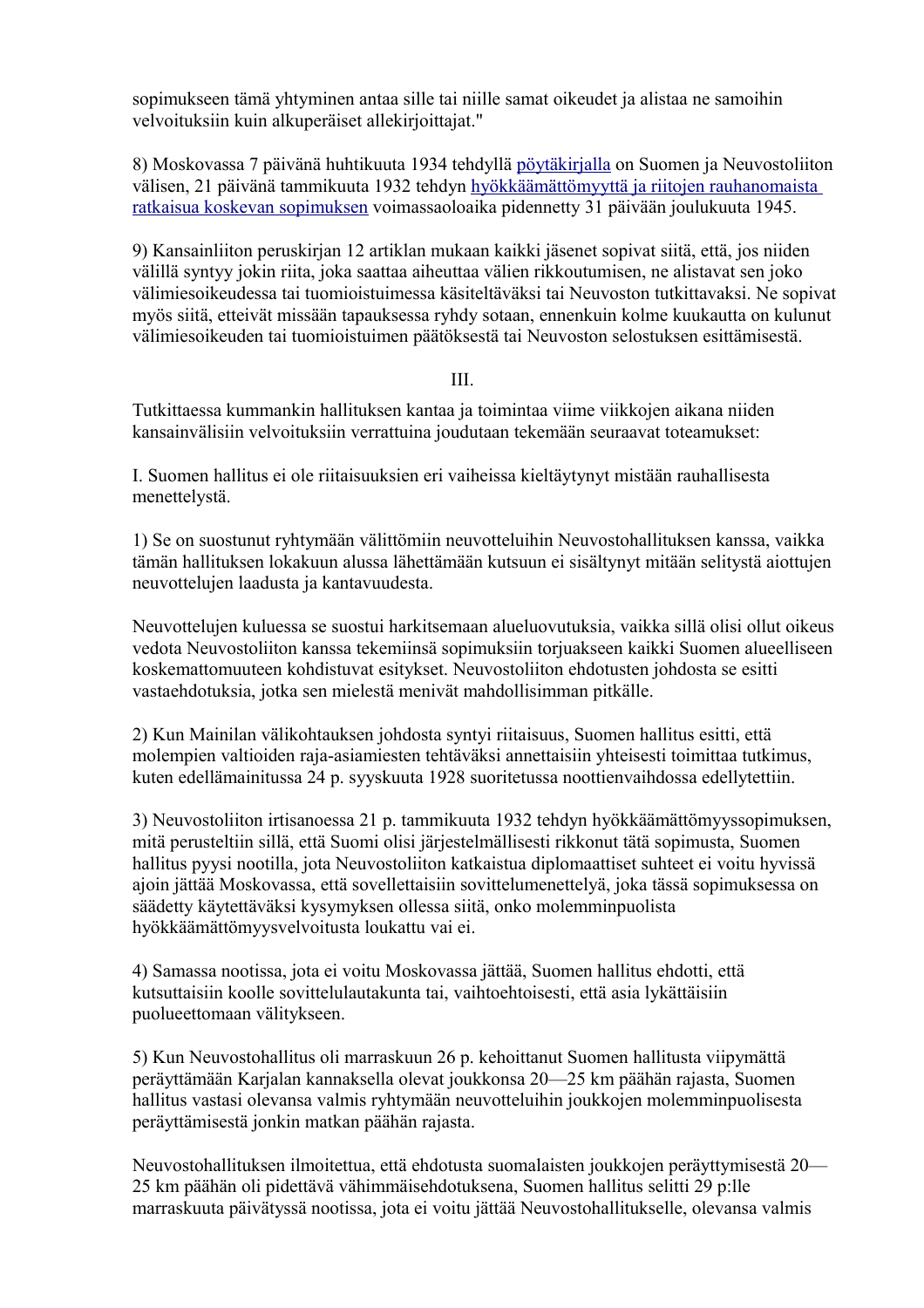sopimukseen tämä yhtyminen antaa sille tai niille samat oikeudet ja alistaa ne samoihin velvoituksiin kuin alkuperäiset allekirjoittajat."

8) Moskovassa 7 päivänä huhtikuuta 1934 tehdyllä pöytäkirjalla on Suomen ja Neuvostoliiton välisen, 21 päivänä tammikuuta 1932 tehdyn hyökkäämättömyyttä ja riitojen rauhanomaista ratkaisua koskevan sopimuksen voimassaoloaika pidennetty 31 päivään joulukuuta 1945.

9) Kansainliiton peruskirjan 12 artiklan mukaan kaikki jäsenet sopivat siitä, että, jos niiden välillä syntyy jokin riita, joka saattaa aiheuttaa välien rikkoutumisen, ne alistavat sen joko välimiesoikeudessa tai tuomioistuimessa käsiteltäväksi tai Neuvoston tutkittavaksi. Ne sopivat myös siitä, etteivät missään tapauksessa ryhdy sotaan, ennenkuin kolme kuukautta on kulunut välimiesoikeuden tai tuomioistuimen päätöksestä tai Neuvoston selostuksen esittämisestä.

III.

Tutkittaessa kummankin hallituksen kantaa ja toimintaa viime viikkojen aikana niiden kansainvälisiin velvoituksiin verrattuina joudutaan tekemään seuraavat toteamukset:

I. Suomen hallitus ei ole riitaisuuksien eri vaiheissa kieltäytynyt mistään rauhallisesta menettelystä.

1) Se on suostunut ryhtymään välittömiin neuvotteluihin Neuvostohallituksen kanssa, vaikka tämän hallituksen lokakuun alussa lähettämään kutsuun ei sisältynyt mitään selitystä aiottujen neuvottelujen laadusta ja kantavuudesta.

Neuvottelujen kuluessa se suostui harkitsemaan alueluovutuksia, vaikka sillä olisi ollut oikeus vedota Neuvostoliiton kanssa tekemiinsä sopimuksiin torjuakseen kaikki Suomen alueelliseen koskemattomuuteen kohdistuvat esitykset. Neuvostoliiton ehdotusten johdosta se esitti vastaehdotuksia, jotka sen mielestä menivät mahdollisimman pitkälle.

2) Kun Mainilan välikohtauksen johdosta syntyi riitaisuus, Suomen hallitus esitti, että molempien valtioiden raja-asiamiesten tehtäväksi annettaisiin yhteisesti toimittaa tutkimus, kuten edellämainitussa 24 p. syyskuuta 1928 suoritetussa noottienvaihdossa edellytettiin.

3) Neuvostoliiton irtisanoessa 21 p. tammikuuta 1932 tehdyn hyökkäämättömyyssopimuksen, mitä perusteltiin sillä, että Suomi olisi järjestelmällisesti rikkonut tätä sopimusta, Suomen hallitus pyysi nootilla, jota Neuvostoliiton katkaistua diplomaattiset suhteet ei voitu hyvissä ajoin jättää Moskovassa, että sovellettaisiin sovittelumenettelyä, joka tässä sopimuksessa on säädetty käytettäväksi kysymyksen ollessa siitä, onko molemminpuolista hyökkäämättömyysvelvoitusta loukattu vai ei.

4) Samassa nootissa, jota ei voitu Moskovassa jättää, Suomen hallitus ehdotti, että kutsuttaisiin koolle sovittelulautakunta tai, vaihtoehtoisesti, että asia lykättäisiin puolueettomaan välitykseen.

5) Kun Neuvostohallitus oli marraskuun 26 p. kehoittanut Suomen hallitusta viipymättä peräyttämään Karjalan kannaksella olevat joukkonsa 20—25 km päähän rajasta, Suomen hallitus vastasi olevansa valmis ryhtymään neuvotteluihin joukkojen molemminpuolisesta peräyttämisestä jonkin matkan päähän rajasta.

Neuvostohallituksen ilmoitettua, että ehdotusta suomalaisten joukkojen peräyttymisestä 20—25 km päähän oli pidettävä vähimmäisehdotuksena, Suomen hallitus selitti 29 p:lle marraskuuta päivätyssä nootissa, jota ei voitu jättää Neuvostohallitukselle, olevansa valmis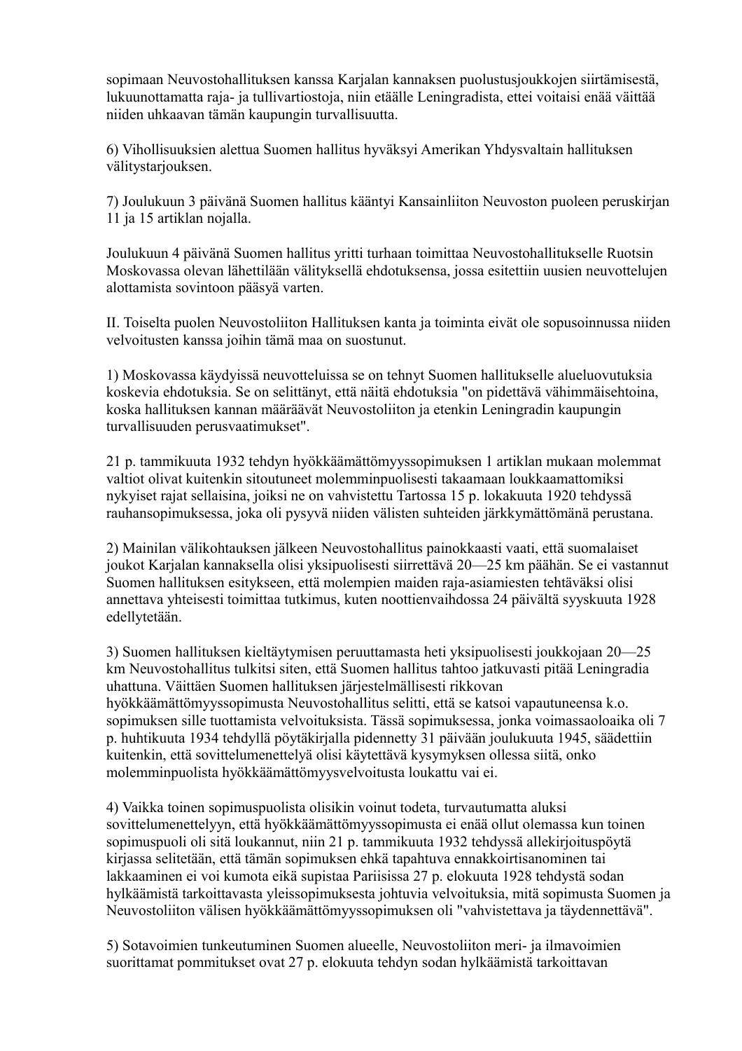sopimaan Neuvostohallituksen kanssa Karjalan kannaksen puolustusjoukkojen siirtämisestä, lukuunottamatta raja- ja tullivartiostoja, niin etäälle Leningradista, ettei voitaisi enää väittää niiden uhkaavan tämän kaupungin turvallisuutta.

6) Vihollisuuksien alettua Suomen hallitus hyväksyi Amerikan Yhdysvaltain hallituksen välitystarjouksen.

7) Joulukuun 3 päivänä Suomen hallitus kääntyi Kansainliiton Neuvoston puoleen peruskirjan 11 ja 15 artiklan nojalla.

Joulukuun 4 päivänä Suomen hallitus yritti turhaan toimittaa Neuvostohallitukselle Ruotsin Moskovassa olevan lähettilään välityksellä ehdotuksensa, jossa esitettiin uusien neuvottelujen alottamista sovintoon pääsyä varten.

II. Toiselta puolen Neuvostoliiton Hallituksen kanta ja toiminta eivät ole sopusoinnussa niiden velvoitusten kanssa joihin tämä maa on suostunut.

1) Moskovassa käydyissä neuvotteluissa se on tehnyt Suomen hallitukselle alueluovutuksia koskevia ehdotuksia. Se on selittänyt, että näitä ehdotuksia "on pidettävä vähimmäisehtoina, koska hallituksen kannan määräävät Neuvostoliiton ja etenkin Leningradin kaupungin turvallisuuden perusvaatimukset".

21 p. tammikuuta 1932 tehdyn hyökkäämättömyyssopimuksen 1 artiklan mukaan molemmat valtiot olivat kuitenkin sitoutuneet molemminpuolisesti takaamaan loukkaamattomiksi nykyiset rajat sellaisina, joiksi ne on vahvistettu Tartossa 15 p. lokakuuta 1920 tehdyssä rauhansopimuksessa, joka oli pysyvä niiden välisten suhteiden järkkymättömänä perustana.

2) Mainilan välikohtauksen jälkeen Neuvostohallitus painokkaasti vaati, että suomalaiset joukot Karjalan kannaksella olisi yksipuolisesti siirrettävä 20—25 km päähän. Se ei vastannut Suomen hallituksen esitykseen, että molempien maiden raja-asiamiesten tehtäväksi olisi annettava yhteisesti toimittaa tutkimus, kuten noottienvaihdossa 24 päivältä syyskuuta 1928 edellytetään.

3) Suomen hallituksen kieltäytymisen peruuttamasta heti yksipuolisesti joukkojaan 20—25 km Neuvostohallitus tulkitsi siten, että Suomen hallitus tahtoo jatkuvasti pitää Leningradia uhattuna. Väittäen Suomen hallituksen järjestelmällisesti rikkovan hyökkäämättömyyssopimusta Neuvostohallitus selitti, että se katsoi vapautuneensa k.o. sopimuksen sille tuottamista velvoituksista. Tässä sopimuksessa, jonka voimassaoloaika oli 7 p. huhtikuuta 1934 tehdyllä pöytäkirjalla pidennetty 31 päivään joulukuuta 1945, säädettiin kuitenkin, että sovittelumenettelyä olisi käytettävä kysymyksen ollessa siitä, onko molemminpuolista hyökkäämättömyysvelvoitusta loukattu vai ei.

4) Vaikka toinen sopimuspuolista olisikin voinut todeta, turvautumatta aluksi sovittelumenettelyyn, että hyökkäämättömyyssopimusta ei enää ollut olemassa kun toinen sopimuspuoli oli sitä loukannut, niin 21 p. tammikuuta 1932 tehdyssä allekirjoituspöytä kirjassa selitetään, että tämän sopimuksen ehkä tapahtuva ennakkoirtisanominen tai lakkaaminen ei voi kumota eikä supistaa Pariisissa 27 p. elokuuta 1928 tehdystä sodan hylkäämistä tarkoittavasta yleissopimuksesta johtuvia velvoituksia, mitä sopimusta Suomen ja Neuvostoliiton välisen hyökkäämättömyyssopimuksen oli "vahvistettava ja täydennettävä".

5) Sotavoimien tunkeutuminen Suomen alueelle, Neuvostoliiton meri- ja ilmavoimien suorittamat pommitukset ovat 27 p. elokuuta tehdyn sodan hylkäämistä tarkoittavan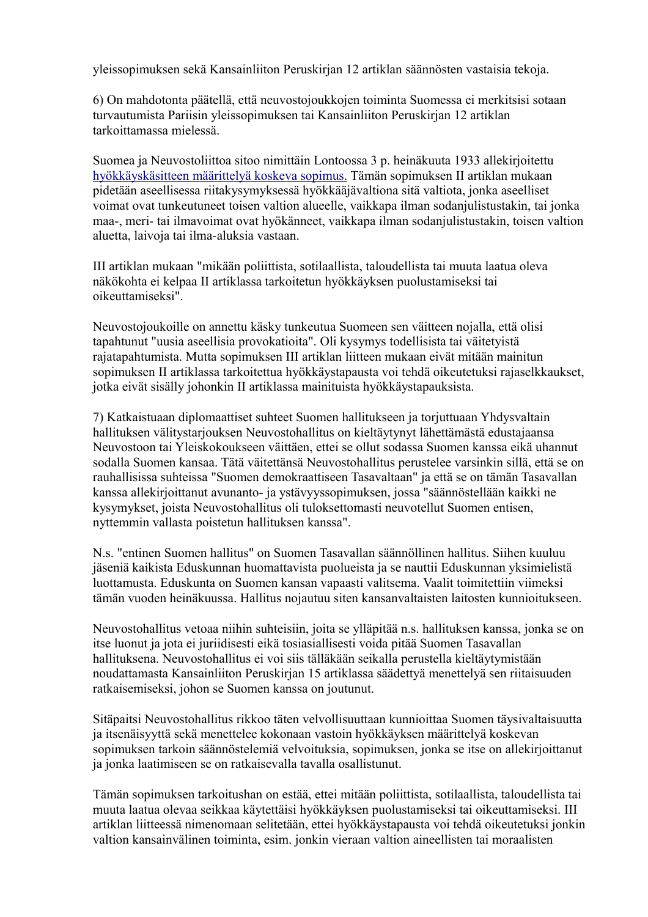yleissopimuksen sekä Kansainliiton Peruskirjan 12 artiklan säännösten vastaisia tekoja.

6) On mahdotonta päätellä, että neuvostojoukkojen toiminta Suomessa ei merkitsisi sotaan turvautumista Pariisin yleissopimuksen tai Kansainliiton Peruskirjan 12 artiklan tarkoittamassa mielessä.

Suomea ja Neuvostoliittoa sitoo nimittäin Lontoossa 3 p. heinäkuuta 1933 allekirjoitettu hyökkäyskäsitteen määrittelyä koskeva sopimus. Tämän sopimuksen II artiklan mukaan pidetään aseellisessa riitakysymyksessä hyökkääjävaltiona sitä valtiota, jonka aseelliset voimat ovat tunkeutuneet toisen valtion alueelle, vaikkapa ilman sodanjulistustakin, tai jonka maa-, meri- tai ilmavoimat ovat hyökänneet, vaikkapa ilman sodanjulistustakin, toisen valtion aluetta, laivoja tai ilma-aluksia vastaan.

III artiklan mukaan "mikään poliittista, sotilaallista, taloudellista tai muuta laatua oleva näkökohta ei kelpaa II artiklassa tarkoitetun hyökkäyksen puolustamiseksi tai oikeuttamiseksi".

Neuvostojoukoille on annettu käsky tunkeutua Suomeen sen väitteen nojalla, että olisi tapahtunut "uusia aseellisia provokatioita". Oli kysymys todellisista tai väitetyistä rajatapahtumista. Mutta sopimuksen III artiklan liitteen mukaan eivät mitään mainitun sopimuksen II artiklassa tarkoitettua hyökkäystapausta voi tehdä oikeutetuksi rajaselkkaukset, jotka eivät sisälly johonkin II artiklassa mainituista hyökkäystapauksista.

7) Katkaistuaan diplomaattiset suhteet Suomen hallitukseen ja torjuttuaan Yhdysvaltain hallituksen välitystarjouksen Neuvostohallitus on kieltäytynyt lähettämästä edustajaansa Neuvostoon tai Yleiskokoukseen väittäen, ettei se ollut sodassa Suomen kanssa eikä uhannut sodalla Suomen kansaa. Tätä väitettänsä Neuvostohallitus perustelee varsinkin sillä, että se on rauhallisissa suhteissa "Suomen demokraattiseen Tasavaltaan" ja että se on tämän Tasavallan kanssa allekirjoittanut avunanto- ja ystävyyssopimuksen, jossa "säännöstellään kaikki ne kysymykset, joista Neuvostohallitus oli tuloksettomasti neuvotellut Suomen entisen, nyttemmin vallasta poistetun hallituksen kanssa".

N.s. "entinen Suomen hallitus" on Suomen Tasavallan säännöllinen hallitus. Siihen kuuluu jäseniä kaikista Eduskunnan huomattavista puolueista ja se nauttii Eduskunnan yksimielistä luottamusta. Eduskunta on Suomen kansan vapaasti valitsema. Vaalit toimitettiin viimeksi tämän vuoden heinäkuussa. Hallitus nojautuu siten kansanvaltaisten laitosten kunnioitukseen.

Neuvostohallitus vetoaa niihin suhteisiin, joita se ylläpitää n.s. hallituksen kanssa, jonka se on itse luonut ja jota ei juriidisesti eikä tosiasiallisesti voida pitää Suomen Tasavallan hallituksena. Neuvostohallitus ei voi siis tälläkään seikalla perustella kieltäytymistään noudattamasta Kansainliiton Peruskirjan 15 artiklassa säädettyä menettelyä sen riitaisuuden ratkaisemiseksi, johon se Suomen kanssa on joutunut.

Sitäpaitsi Neuvostohallitus rikkoo täten velvollisuuttaan kunnioittaa Suomen täysivaltaisuutta ja itsenäisyyttä sekä menettelee kokonaan vastoin hyökkäyksen määrittelyä koskevan sopimuksen tarkoin säännöstelemiä velvoituksia, sopimuksen, jonka se itse on allekirjoittanut ja jonka laatimiseen se on ratkaisevalla tavalla osallistunut.

Tämän sopimuksen tarkoitushan on estää, ettei mitään poliittista, sotilaallista, taloudellista tai muuta laatua olevaa seikkaa käytettäisi hyökkäyksen puolustamiseksi tai oikeuttamiseksi. III artiklan liitteessä nimenomaan selitetään, ettei hyökkäystapausta voi tehdä oikeutetuksi jonkin valtion kansainvälinen toiminta, esim. jonkin vieraan valtion aineellisten tai moraalisten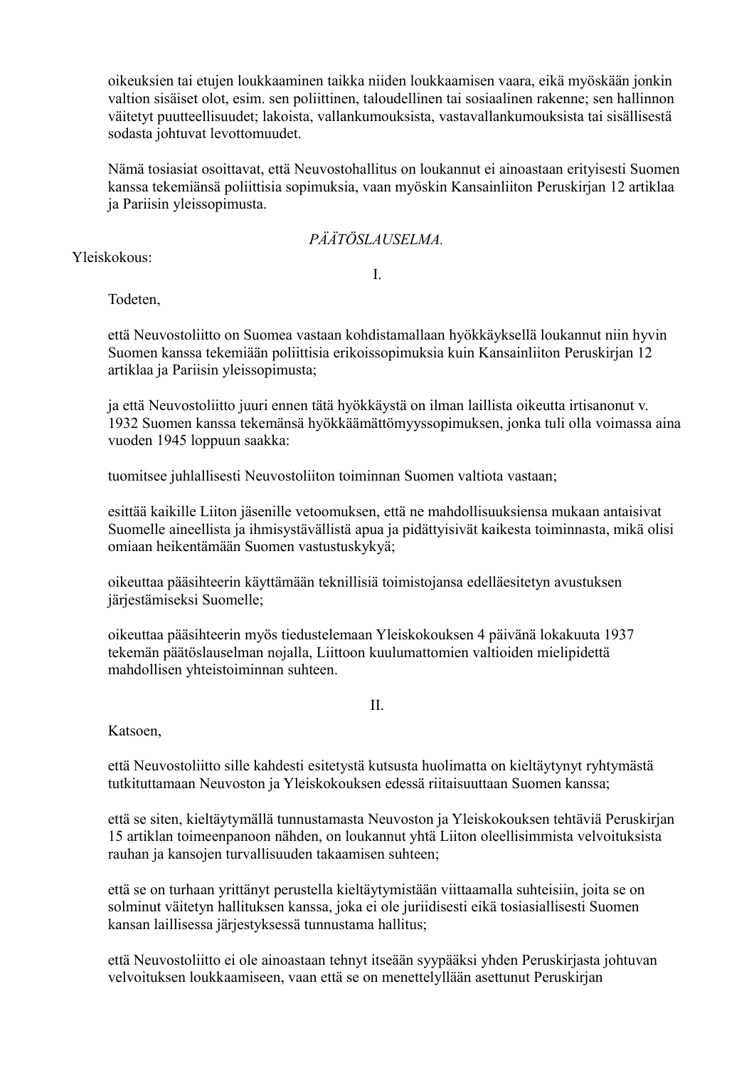oikeuksien tai etujen loukkaaminen taikka niiden loukkaamisen vaara, eikä myöskään jonkin valtion sisäiset olot, esim. sen poliittinen, taloudellinen tai sosiaalinen rakenne; sen hallinnon väitetyt puutteellisuudet; lakoista, vallankumouksista, vastavallankumouksista tai sisällisestä sodasta johtuvat levottomuudet.

Nämä tosiasiat osoittavat, että Neuvostohallitus on loukannut ei ainoastaan erityisesti Suomen kanssa tekemiänsä poliittisia sopimuksia, vaan myöskin Kansainliiton Peruskirjan 12 artiklaa ja Pariisin yleissopimusta.

*PÄÄTÖSLAUSELMA.*

Yleiskokous:

I.

Todeten,

että Neuvostoliitto on Suomea vastaan kohdistamallaan hyökkäyksellä loukannut niin hyvin Suomen kanssa tekemiään poliittisia erikoissopimuksia kuin Kansainliiton Peruskirjan 12 artiklaa ja Pariisin yleissopimusta;

ja että Neuvostoliitto juuri ennen tätä hyökkäystä on ilman laillista oikeutta irtisanonut v. 1932 Suomen kanssa tekemänsä hyökkäämättömyyssopimuksen, jonka tuli olla voimassa aina vuoden 1945 loppuun saakka:

tuomitsee juhlallisesti Neuvostoliiton toiminnan Suomen valtiota vastaan;

esittää kaikille Liiton jäsenille vetoomuksen, että ne mahdollisuuksiensa mukaan antaisivat Suomelle aineellista ja ihmisystävällistä apua ja pidättyisivät kaikesta toiminnasta, mikä olisi omiaan heikentämään Suomen vastustuskykyä;

oikeuttaa pääsihteerin käyttämään teknillisiä toimistojansa edelläesitetyn avustuksen järjestämiseksi Suomelle;

oikeuttaa pääsihteerin myös tiedustelemaan Yleiskokouksen 4 päivänä lokakuuta 1937 tekemän päätöslauselman nojalla, Liittoon kuulumattomien valtioiden mielipidettä mahdollisen yhteistoiminnan suhteen.

II.

Katsoen,

että Neuvostoliitto sille kahdesti esitetystä kutsusta huolimatta on kieltäytynyt ryhtymästä tutkituttamaan Neuvoston ja Yleiskokouksen edessä riitaisuuttaan Suomen kanssa;

että se siten, kieltäytymällä tunnustamasta Neuvoston ja Yleiskokouksen tehtäviä Peruskirjan 15 artiklan toimeenpanoon nähden, on loukannut yhtä Liiton oleellisimmista velvoituksista rauhan ja kansojen turvallisuuden takaamisen suhteen;

että se on turhaan yrittänyt perustella kieltäytymistään viittaamalla suhteisiin, joita se on solminut väitetyn hallituksen kanssa, joka ei ole juriidisesti eikä tosiasiallisesti Suomen kansan laillisessa järjestyksessä tunnustama hallitus;

että Neuvostoliitto ei ole ainoastaan tehnyt itseään syypääksi yhden Peruskirjasta johtuvan velvoituksen loukkaamiseen, vaan että se on menettelyllään asettunut Peruskirjan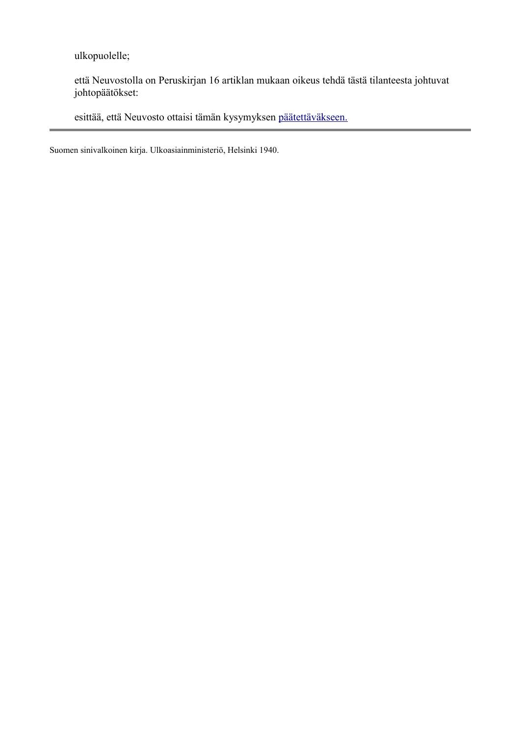ulkopuolelle;

että Neuvostolla on Peruskirjan 16 artiklan mukaan oikeus tehdä tästä tilanteesta johtuvat johtopäätökset:

esittää, että Neuvosto ottaisi tämän kysymyksen päätettäväkseen.

---

Suomen sinivalkoinen kirja. Ulkoasiainministeriö, Helsinki 1940.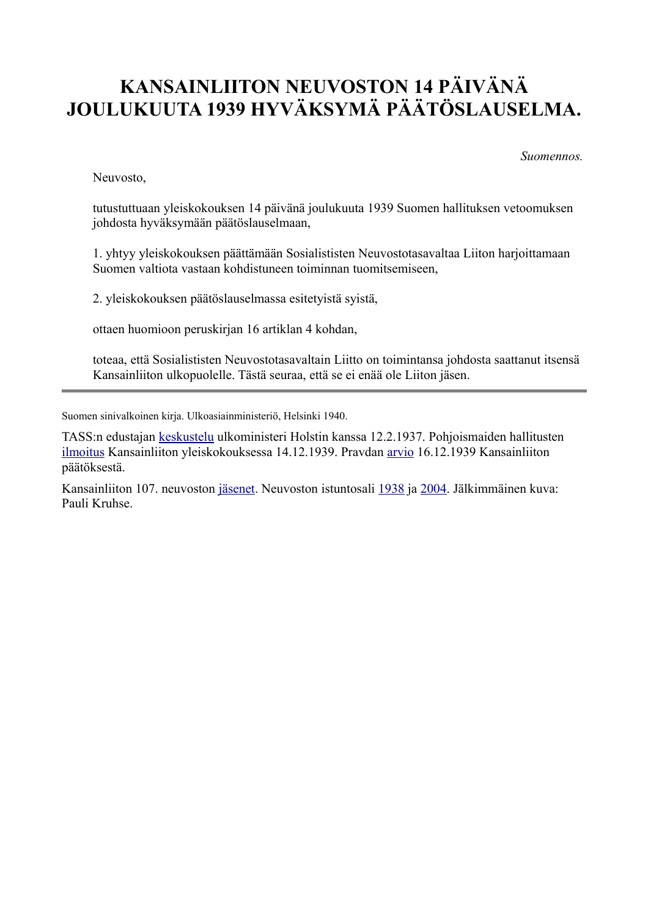# KANSAINLIITON NEUVOSTON 14 PÄIVÄNÄ JOULUKUUTA 1939 HYVÄKSYMÄ PÄÄTÖSLAUSELMA.

*Suomennos.*

Neuvosto,

tutustuttuaan yleiskokouksen 14 päivänä joulukuuta 1939 Suomen hallituksen vetoomuksen johdosta hyväksymään päätöslauselmaan,

1. yhtyy yleiskokouksen päättämään Sosialististen Neuvostotasavaltaa Liiton harjoittamaan Suomen valtiota vastaan kohdistuneen toiminnan tuomitsemiseen,

2. yleiskokouksen päätöslauselmassa esitetyistä syistä,

ottaen huomioon peruskirjan 16 artiklan 4 kohdan,

toteaa, että Sosialististen Neuvostotasavaltain Liitto on toimintansa johdosta saattanut itsensä Kansainliiton ulkopuolelle. Tästä seuraa, että se ei enää ole Liiton jäsen.

---

Suomen sinivalkoinen kirja. Ulkoasiainministeriö, Helsinki 1940.

TASS:n edustajan keskustelu ulkoministeri Holstin kanssa 12.2.1937. Pohjoismaiden hallitusten ilmoitus Kansainliiton yleiskokouksessa 14.12.1939. Pravdan arvio 16.12.1939 Kansainliiton päätöksestä.

Kansainliiton 107. neuvoston jäsenet. Neuvoston istuntosali 1938 ja 2004. Jälkimmäinen kuva: Pauli Kruhse.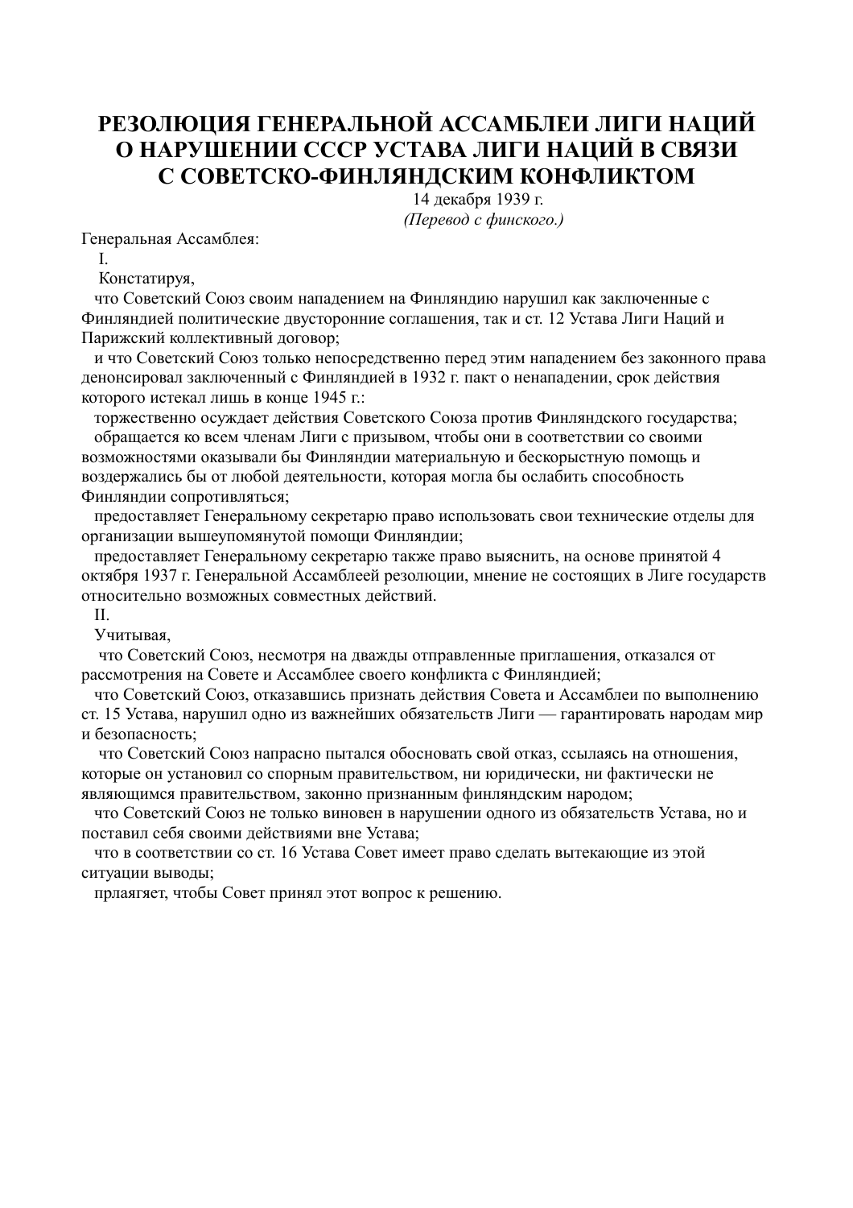# РЕЗОЛЮЦИЯ ГЕНЕРАЛЬНОЙ АССАМБЛЕИ ЛИГИ НАЦИЙ О НАРУШЕНИИ СССР УСТАВА ЛИГИ НАЦИЙ В СВЯЗИ С СОВЕТСКО-ФИНЛЯНДСКИМ КОНФЛИКТОМ

14 декабря 1939 г.

*(Перевод с финского.)*

Генеральная Ассамблея:

I.

Констатируя,

что Советский Союз своим нападением на Финляндию нарушил как заключенные с Финляндией политические двусторонние соглашения, так и ст. 12 Устава Лиги Наций и Парижский коллективный договор;

и что Советский Союз только непосредственно перед этим нападением без законного права денонсировал заключенный с Финляндией в 1932 г. пакт о ненападении, срок действия которого истекал лишь в конце 1945 г.:

торжественно осуждает действия Советского Союза против Финляндского государства;

обращается ко всем членам Лиги с призывом, чтобы они в соответствии со своими возможностями оказывали бы Финляндии материальную и бескорыстную помощь и воздержались бы от любой деятельности, которая могла бы ослабить способность Финляндии сопротивляться;

предоставляет Генеральному секретарю право использовать свои технические отделы для организации вышеупомянутой помощи Финляндии;

предоставляет Генеральному секретарю также право выяснить, на основе принятой 4 октября 1937 г. Генеральной Ассамблеей резолюции, мнение не состоящих в Лиге государств относительно возможных совместных действий.

II.

Учитывая,

что Советский Союз, несмотря на дважды отправленные приглашения, отказался от рассмотрения на Совете и Ассамблее своего конфликта с Финляндией;

что Советский Союз, отказавшись признать действия Совета и Ассамблеи по выполнению ст. 15 Устава, нарушил одно из важнейших обязательств Лиги — гарантировать народам мир и безопасность;

что Советский Союз напрасно пытался обосновать свой отказ, ссылаясь на отношения, которые он установил со спорным правительством, ни юридически, ни фактически не являющимся правительством, законно признанным финляндским народом;

что Советский Союз не только виновен в нарушении одного из обязательств Устава, но и поставил себя своими действиями вне Устава;

что в соответствии со ст. 16 Устава Совет имеет право сделать вытекающие из этой ситуации выводы;

прлаягает, чтобы Совет принял этот вопрос к решению.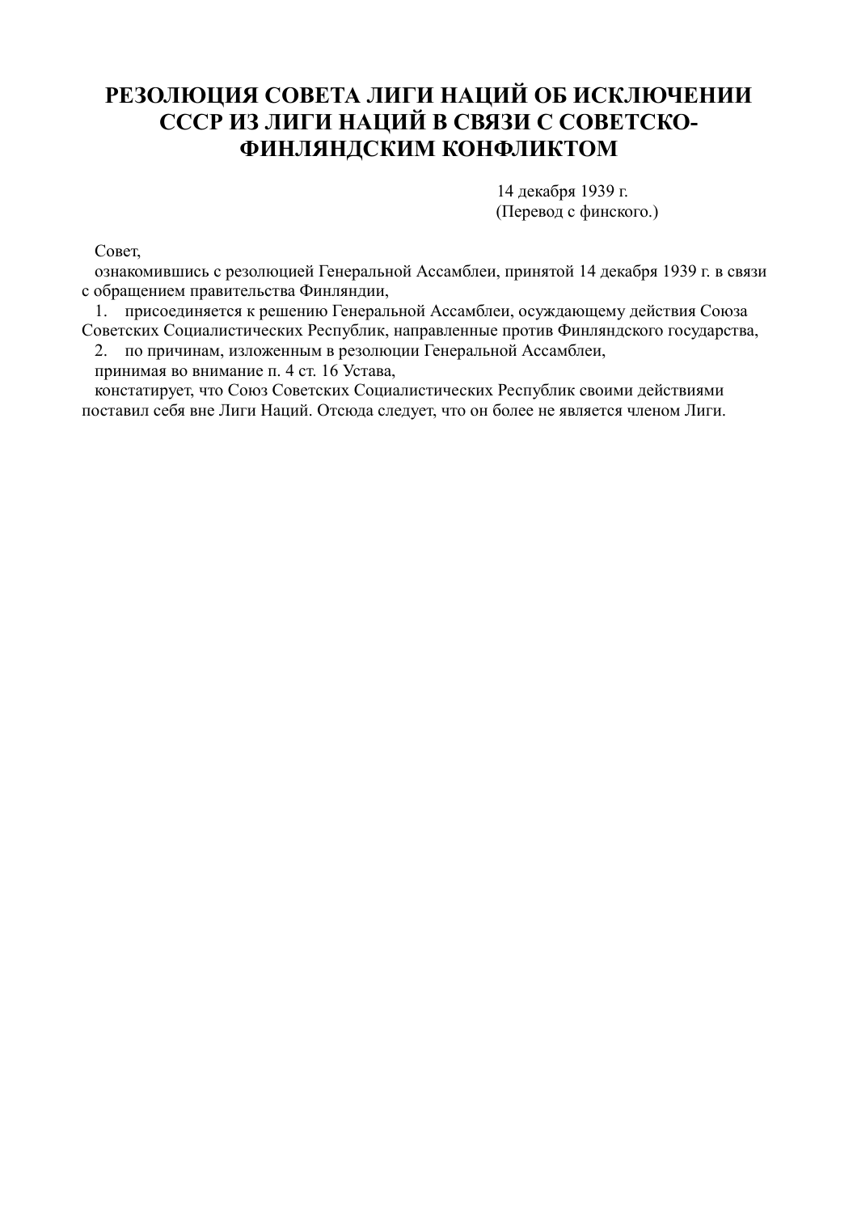# РЕЗОЛЮЦИЯ СОВЕТА ЛИГИ НАЦИЙ ОБ ИСКЛЮЧЕНИИ СССР ИЗ ЛИГИ НАЦИЙ В СВЯЗИ С СОВЕТСКО-ФИНЛЯНДСКИМ КОНФЛИКТОМ

14 декабря 1939 г.
(Перевод с финского.)

Совет,

ознакомившись с резолюцией Генеральной Ассамблеи, принятой 14 декабря 1939 г. в связи с обращением правительства Финляндии,

1. присоединяется к решению Генеральной Ассамблеи, осуждающему действия Союза Советских Социалистических Республик, направленные против Финляндского государства,
2. по причинам, изложенным в резолюции Генеральной Ассамблеи,

принимая во внимание п. 4 ст. 16 Устава,

констатирует, что Союз Советских Социалистических Республик своими действиями поставил себя вне Лиги Наций. Отсюда следует, что он более не является членом Лиги.